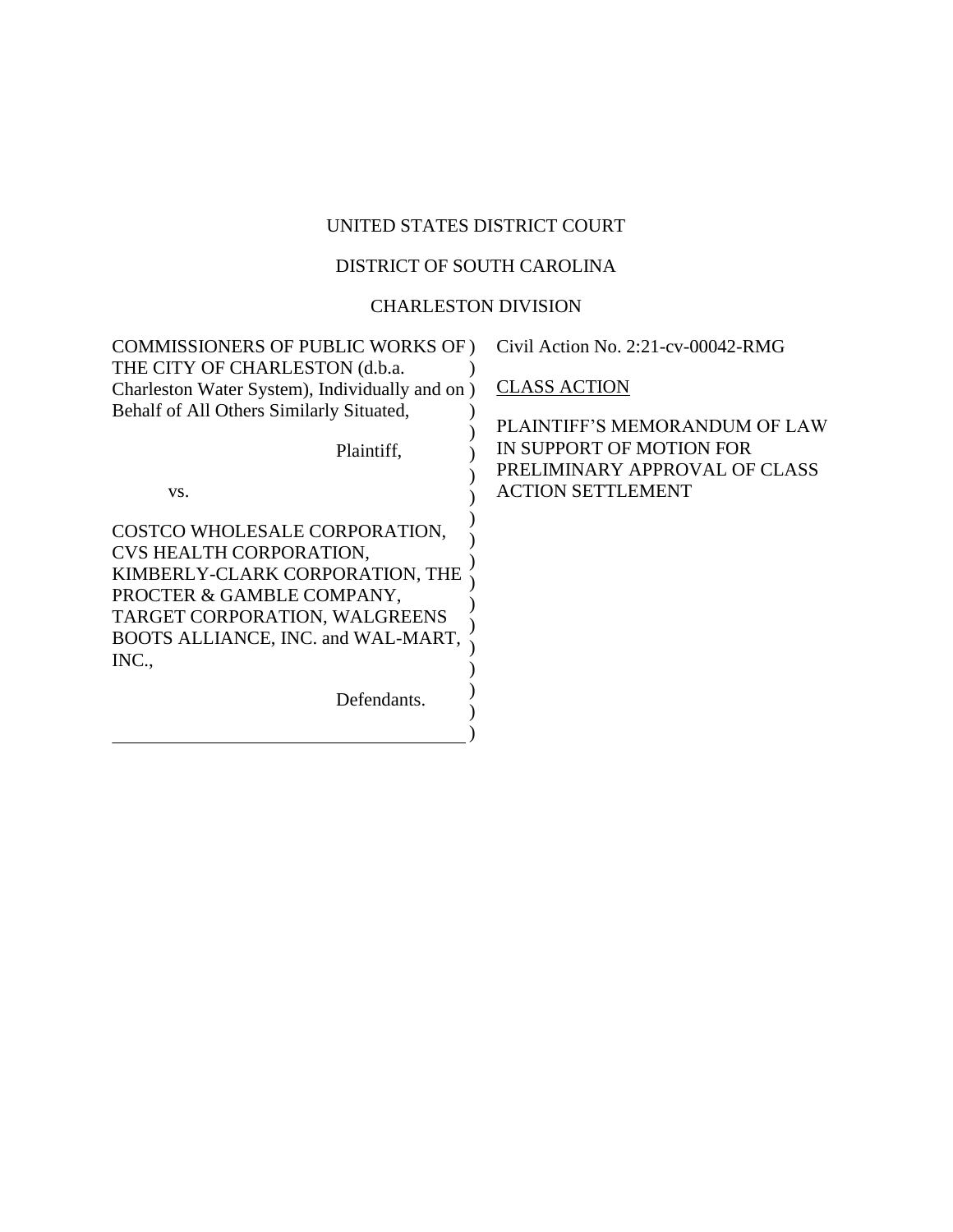UNITED STATES DISTRICT COURT

DISTRICT OF SOUTH CAROLINA

CHARLESTON DIVISION

COMMISSIONERS OF PUBLIC WORKS OF THE CITY OF CHARLESTON (d.b.a. Charleston Water System), Individually and on Behalf of All Others Similarly Situated,

Plaintiff,

vs.

COSTCO WHOLESALE CORPORATION, CVS HEALTH CORPORATION, KIMBERLY-CLARK CORPORATION, THE PROCTER & GAMBLE COMPANY, TARGET CORPORATION, WALGREENS BOOTS ALLIANCE, INC. and WAL-MART, INC.,

Defendants.

Civil Action No. 2:21-cv-00042-RMG

CLASS ACTION

PLAINTIFF'S MEMORANDUM OF LAW IN SUPPORT OF MOTION FOR PRELIMINARY APPROVAL OF CLASS ACTION SETTLEMENT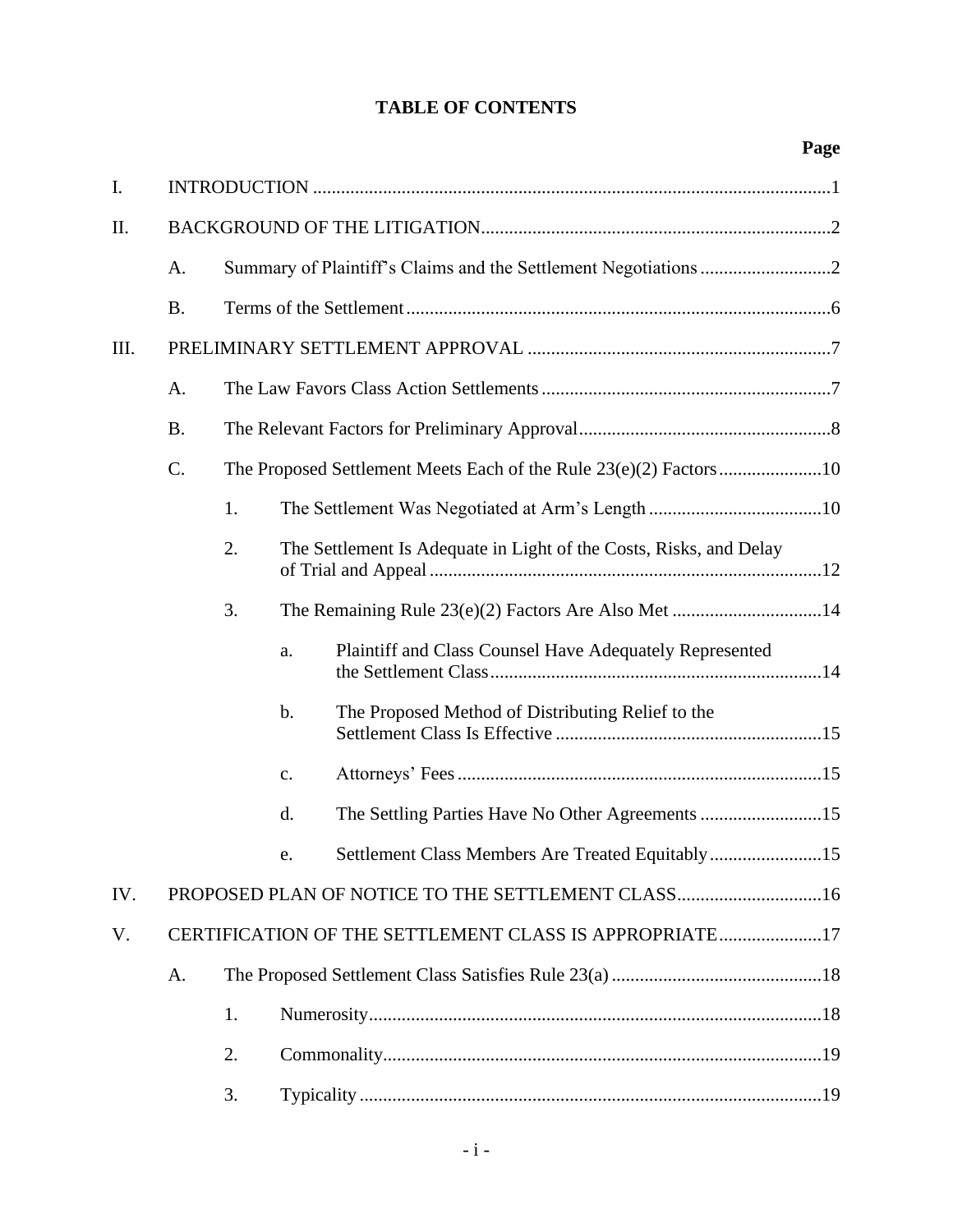# TABLE OF CONTENTS

**Page**

I. INTRODUCTION ....................................................................................................1

II. BACKGROUND OF THE LITIGATION..................................................................2

- A. Summary of Plaintiff's Claims and the Settlement Negotiations ............................2
- B. Terms of the Settlement ..........................................................................................6

III. PRELIMINARY SETTLEMENT APPROVAL ........................................................7

- A. The Law Favors Class Action Settlements .............................................................7
- B. The Relevant Factors for Preliminary Approval......................................................8
- C. The Proposed Settlement Meets Each of the Rule 23(e)(2) Factors......................10
  - 1. The Settlement Was Negotiated at Arm's Length .....................................10
  - 2. The Settlement Is Adequate in Light of the Costs, Risks, and Delay of Trial and Appeal ....................................................................................12
  - 3. The Remaining Rule 23(e)(2) Factors Are Also Met ................................14
    - a. Plaintiff and Class Counsel Have Adequately Represented the Settlement Class.......................................................................14
    - b. The Proposed Method of Distributing Relief to the Settlement Class Is Effective .........................................................15
    - c. Attorneys' Fees .............................................................................15
    - d. The Settling Parties Have No Other Agreements ..........................15
    - e. Settlement Class Members Are Treated Equitably........................15

IV. PROPOSED PLAN OF NOTICE TO THE SETTLEMENT CLASS...............................16

V. CERTIFICATION OF THE SETTLEMENT CLASS IS APPROPRIATE......................17

- A. The Proposed Settlement Class Satisfies Rule 23(a) .............................................18
  - 1. Numerosity.................................................................................................18
  - 2. Commonality..............................................................................................19
  - 3. Typicality ...................................................................................................19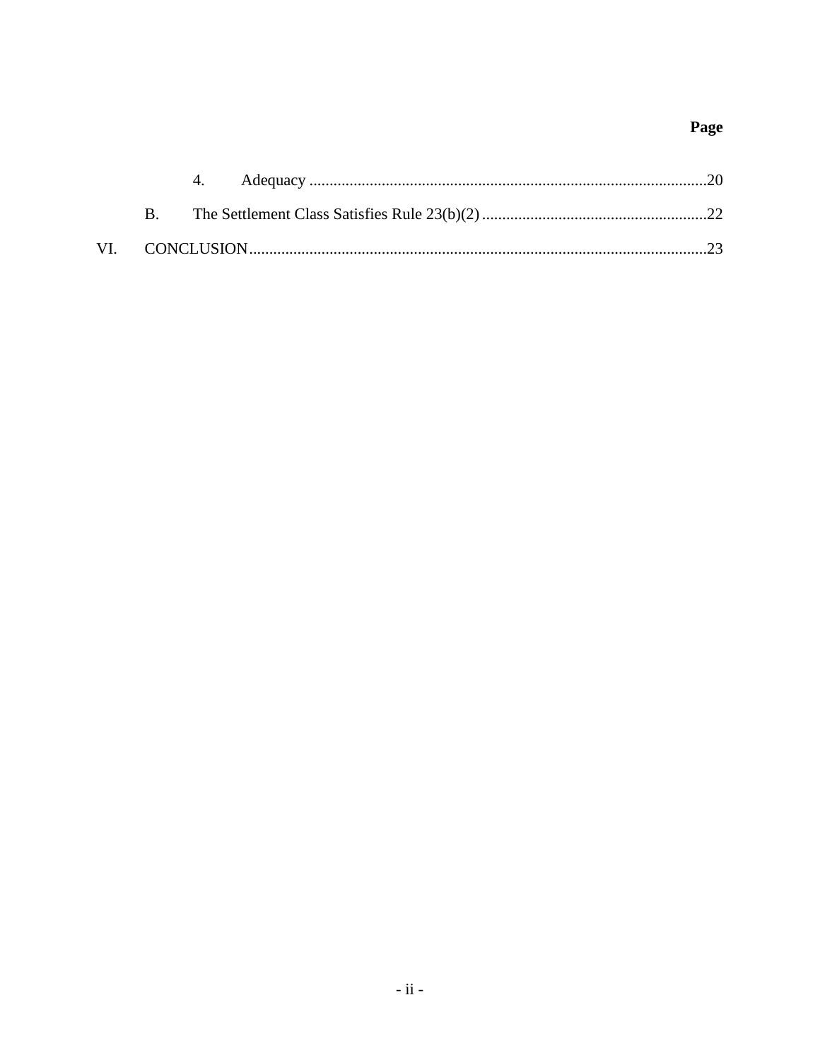**Page**

4. Adequacy ..................................................................................................20

B. The Settlement Class Satisfies Rule 23(b)(2) ........................................................22

VI. CONCLUSION.................................................................................................................23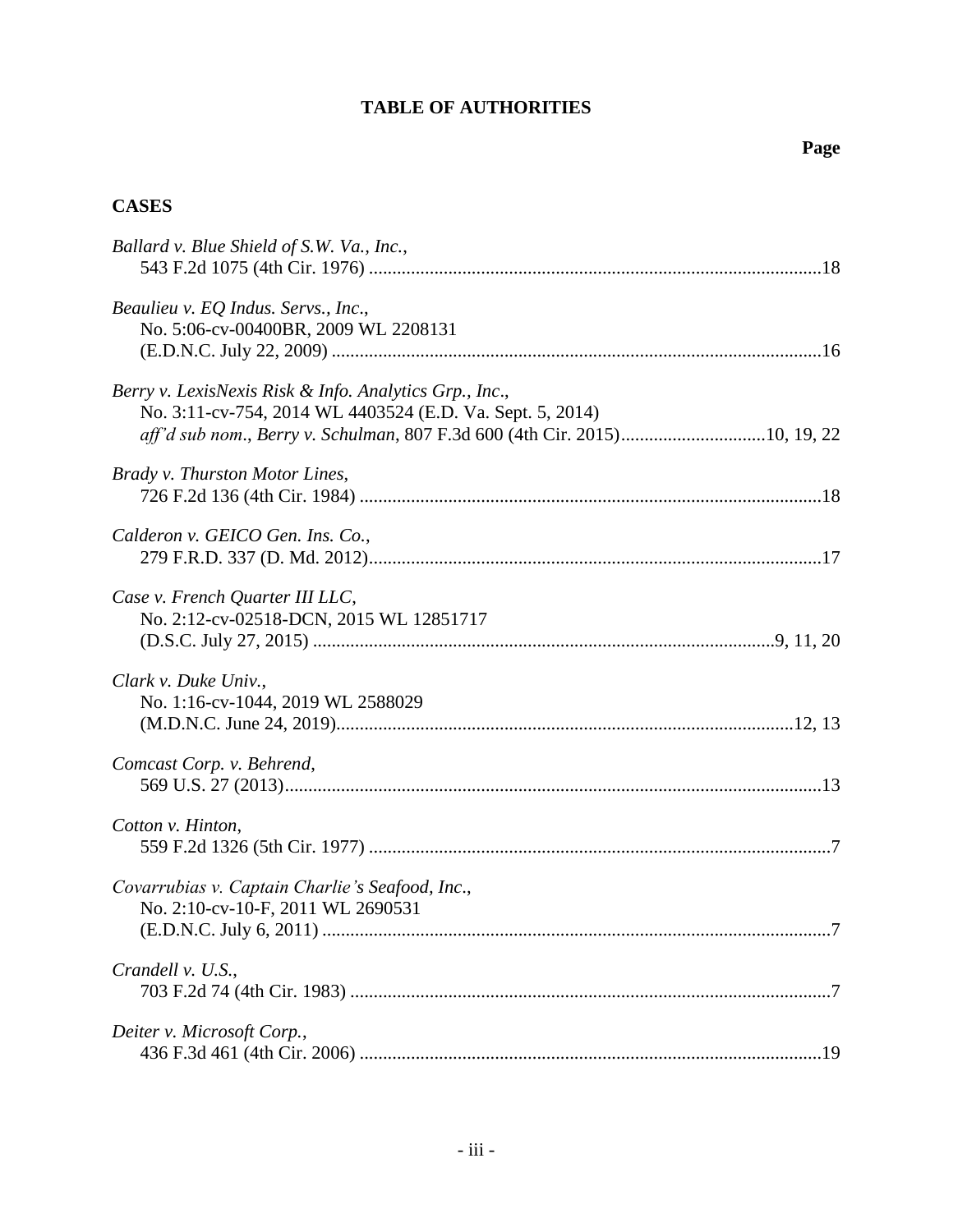**TABLE OF AUTHORITIES**

**Page**

**CASES**

*Ballard v. Blue Shield of S.W. Va., Inc.*,
543 F.2d 1075 (4th Cir. 1976) ....................18

*Beaulieu v. EQ Indus. Servs., Inc.*,
No. 5:06-cv-00400BR, 2009 WL 2208131
(E.D.N.C. July 22, 2009) ....................16

*Berry v. LexisNexis Risk & Info. Analytics Grp., Inc.*,
No. 3:11-cv-754, 2014 WL 4403524 (E.D. Va. Sept. 5, 2014)
*aff'd sub nom*., *Berry v. Schulman*, 807 F.3d 600 (4th Cir. 2015)....................10, 19, 22

*Brady v. Thurston Motor Lines*,
726 F.2d 136 (4th Cir. 1984) ....................18

*Calderon v. GEICO Gen. Ins. Co.*,
279 F.R.D. 337 (D. Md. 2012)....................17

*Case v. French Quarter III LLC*,
No. 2:12-cv-02518-DCN, 2015 WL 12851717
(D.S.C. July 27, 2015) ....................9, 11, 20

*Clark v. Duke Univ.*,
No. 1:16-cv-1044, 2019 WL 2588029
(M.D.N.C. June 24, 2019)....................12, 13

*Comcast Corp. v. Behrend*,
569 U.S. 27 (2013)....................13

*Cotton v. Hinton*,
559 F.2d 1326 (5th Cir. 1977) ....................7

*Covarrubias v. Captain Charlie's Seafood, Inc.*,
No. 2:10-cv-10-F, 2011 WL 2690531
(E.D.N.C. July 6, 2011) ....................7

*Crandell v. U.S.*,
703 F.2d 74 (4th Cir. 1983) ....................7

*Deiter v. Microsoft Corp.*,
436 F.3d 461 (4th Cir. 2006) ....................19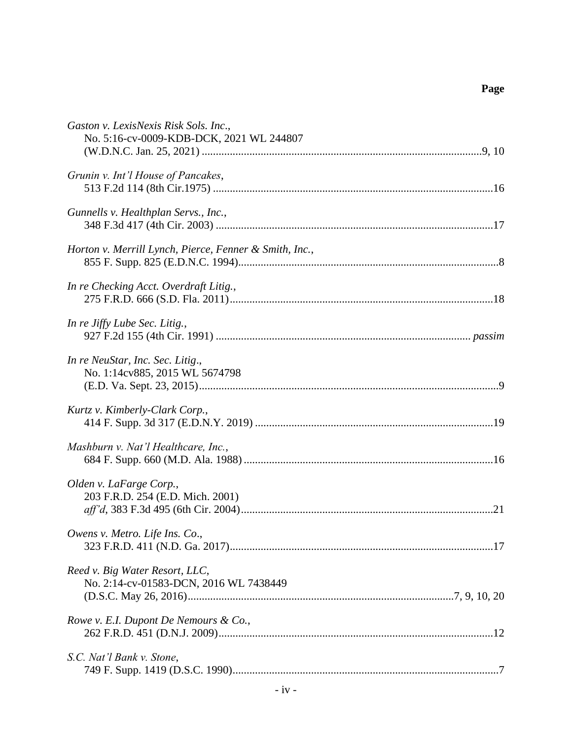**Page**

*Gaston v. LexisNexis Risk Sols. Inc*.,
No. 5:16-cv-0009-KDB-DCK, 2021 WL 244807
(W.D.N.C. Jan. 25, 2021) ....................................................................................................9, 10

*Grunin v. Int'l House of Pancakes*,
513 F.2d 114 (8th Cir.1975) ...................................................................................................16

*Gunnells v. Healthplan Servs., Inc.*,
348 F.3d 417 (4th Cir. 2003) ..................................................................................................17

*Horton v. Merrill Lynch, Pierce, Fenner & Smith, Inc.*,
855 F. Supp. 825 (E.D.N.C. 1994)............................................................................................8

*In re Checking Acct. Overdraft Litig.*,
275 F.R.D. 666 (S.D. Fla. 2011)..............................................................................................18

*In re Jiffy Lube Sec. Litig.*,
927 F.2d 155 (4th Cir. 1991) ......................................................................................... *passim*

*In re NeuStar, Inc. Sec. Litig*.,
No. 1:14cv885, 2015 WL 5674798
(E.D. Va. Sept. 23, 2015)...........................................................................................................9

*Kurtz v. Kimberly-Clark Corp.*,
414 F. Supp. 3d 317 (E.D.N.Y. 2019) ....................................................................................19

*Mashburn v. Nat'l Healthcare, Inc.*,
684 F. Supp. 660 (M.D. Ala. 1988) ........................................................................................16

*Olden v. LaFarge Corp.*,
203 F.R.D. 254 (E.D. Mich. 2001)
*aff'd*, 383 F.3d 495 (6th Cir. 2004)..........................................................................................21

*Owens v. Metro. Life Ins. Co*.,
323 F.R.D. 411 (N.D. Ga. 2017).............................................................................................17

*Reed v. Big Water Resort, LLC*,
No. 2:14-cv-01583-DCN, 2016 WL 7438449
(D.S.C. May 26, 2016)..............................................................................................7, 9, 10, 20

*Rowe v. E.I. Dupont De Nemours & Co.*,
262 F.R.D. 451 (D.N.J. 2009).................................................................................................12

*S.C. Nat'l Bank v. Stone*,
749 F. Supp. 1419 (D.S.C. 1990)..............................................................................................7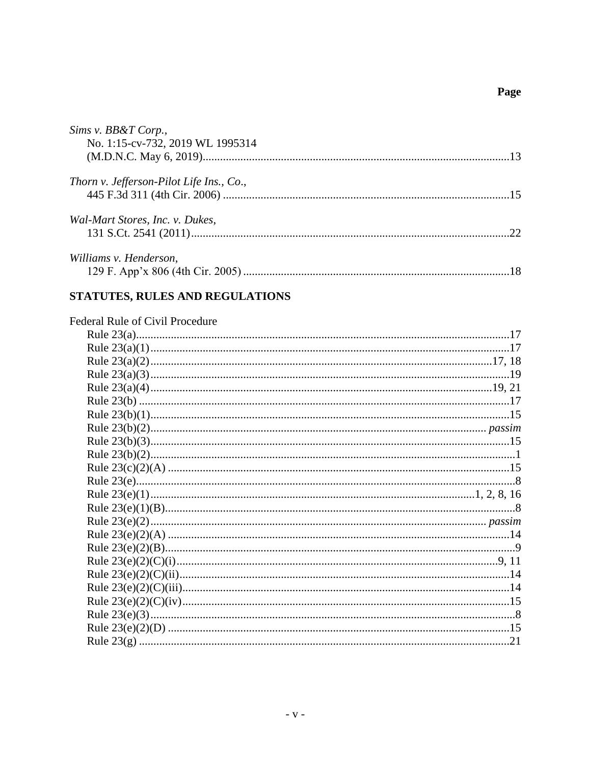**Page**

*Sims v. BB&T Corp.*,
No. 1:15-cv-732, 2019 WL 1995314
(M.D.N.C. May 6, 2019)..........13

*Thorn v. Jefferson-Pilot Life Ins., Co.*,
445 F.3d 311 (4th Cir. 2006)..........15

*Wal-Mart Stores, Inc. v. Dukes*,
131 S.Ct. 2541 (2011)..........22

*Williams v. Henderson*,
129 F. App'x 806 (4th Cir. 2005)..........18

## STATUTES, RULES AND REGULATIONS

Federal Rule of Civil Procedure
- Rule 23(a)..........17
- Rule 23(a)(1)..........17
- Rule 23(a)(2)..........17, 18
- Rule 23(a)(3)..........19
- Rule 23(a)(4)..........19, 21
- Rule 23(b)..........17
- Rule 23(b)(1)..........15
- Rule 23(b)(2).......... *passim*
- Rule 23(b)(3)..........15
- Rule 23(b)(2)..........1
- Rule 23(c)(2)(A)..........15
- Rule 23(e)..........8
- Rule 23(e)(1)..........1, 2, 8, 16
- Rule 23(e)(1)(B)..........8
- Rule 23(e)(2).......... *passim*
- Rule 23(e)(2)(A)..........14
- Rule 23(e)(2)(B)..........9
- Rule 23(e)(2)(C)(i)..........9, 11
- Rule 23(e)(2)(C)(ii)..........14
- Rule 23(e)(2)(C)(iii)..........14
- Rule 23(e)(2)(C)(iv)..........15
- Rule 23(e)(3)..........8
- Rule 23(e)(2)(D)..........15
- Rule 23(g)..........21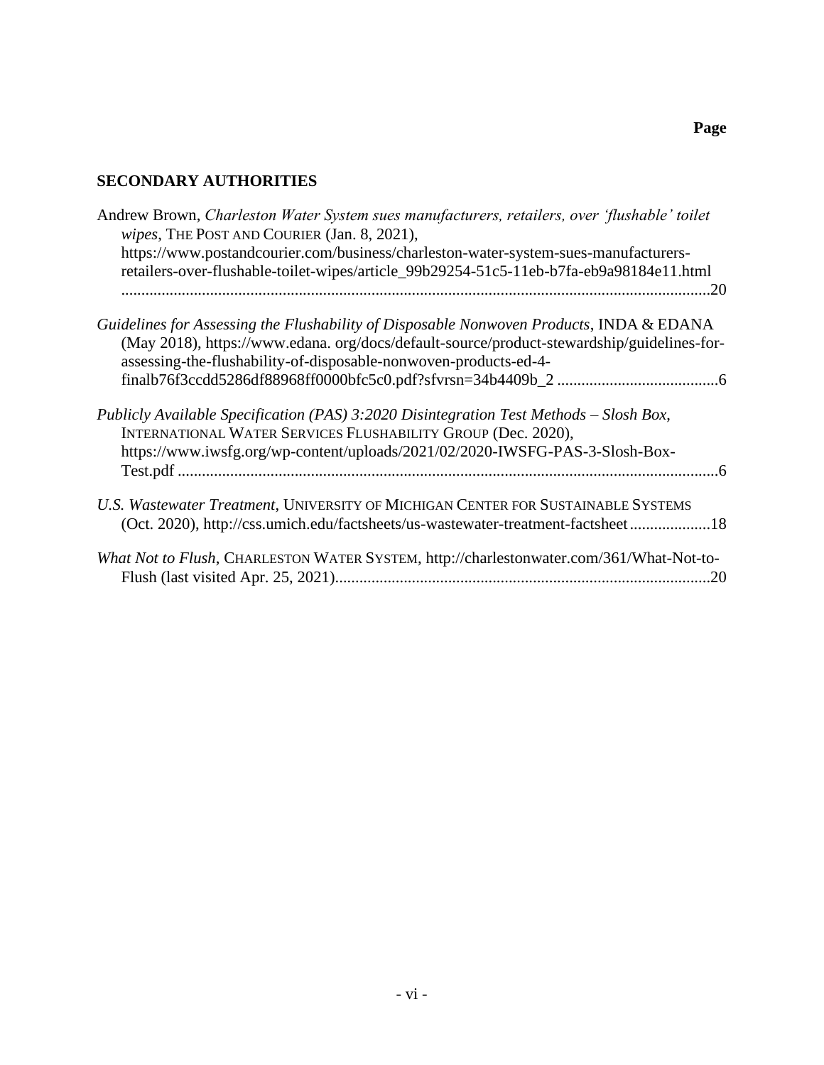**Page**

## SECONDARY AUTHORITIES

Andrew Brown, *Charleston Water System sues manufacturers, retailers, over 'flushable' toilet wipes*, THE POST AND COURIER (Jan. 8, 2021), https://www.postandcourier.com/business/charleston-water-system-sues-manufacturers-retailers-over-flushable-toilet-wipes/article_99b29254-51c5-11eb-b7fa-eb9a98184e11.html ....................................................................................................................................20

*Guidelines for Assessing the Flushability of Disposable Nonwoven Products*, INDA & EDANA (May 2018), https://www.edana. org/docs/default-source/product-stewardship/guidelines-for-assessing-the-flushability-of-disposable-nonwoven-products-ed-4-finalb76f3ccdd5286df88968ff0000bfc5c0.pdf?sfvrsn=34b4409b_2 ........................................6

*Publicly Available Specification (PAS) 3:2020 Disintegration Test Methods – Slosh Box*, INTERNATIONAL WATER SERVICES FLUSHABILITY GROUP (Dec. 2020), https://www.iwsfg.org/wp-content/uploads/2021/02/2020-IWSFG-PAS-3-Slosh-Box-Test.pdf ......................................................................................................................................6

*U.S. Wastewater Treatment*, UNIVERSITY OF MICHIGAN CENTER FOR SUSTAINABLE SYSTEMS (Oct. 2020), http://css.umich.edu/factsheets/us-wastewater-treatment-factsheet....................18

*What Not to Flush*, CHARLESTON WATER SYSTEM, http://charlestonwater.com/361/What-Not-to-Flush (last visited Apr. 25, 2021)............................................................................................20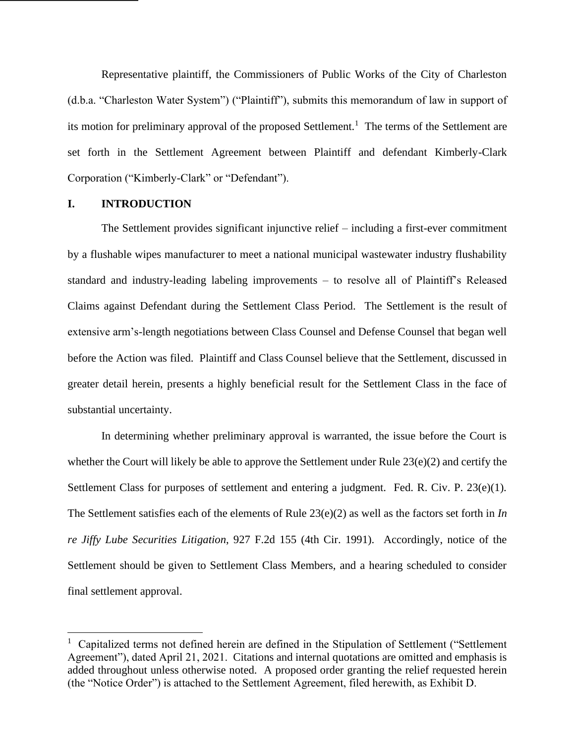Representative plaintiff, the Commissioners of Public Works of the City of Charleston (d.b.a. "Charleston Water System") ("Plaintiff"), submits this memorandum of law in support of its motion for preliminary approval of the proposed Settlement.[1] The terms of the Settlement are set forth in the Settlement Agreement between Plaintiff and defendant Kimberly-Clark Corporation ("Kimberly-Clark" or "Defendant").

## I. INTRODUCTION

The Settlement provides significant injunctive relief – including a first-ever commitment by a flushable wipes manufacturer to meet a national municipal wastewater industry flushability standard and industry-leading labeling improvements – to resolve all of Plaintiff's Released Claims against Defendant during the Settlement Class Period. The Settlement is the result of extensive arm's-length negotiations between Class Counsel and Defense Counsel that began well before the Action was filed. Plaintiff and Class Counsel believe that the Settlement, discussed in greater detail herein, presents a highly beneficial result for the Settlement Class in the face of substantial uncertainty.

In determining whether preliminary approval is warranted, the issue before the Court is whether the Court will likely be able to approve the Settlement under Rule 23(e)(2) and certify the Settlement Class for purposes of settlement and entering a judgment. Fed. R. Civ. P. 23(e)(1). The Settlement satisfies each of the elements of Rule 23(e)(2) as well as the factors set forth in *In re Jiffy Lube Securities Litigation*, 927 F.2d 155 (4th Cir. 1991). Accordingly, notice of the Settlement should be given to Settlement Class Members, and a hearing scheduled to consider final settlement approval.

---

[1] Capitalized terms not defined herein are defined in the Stipulation of Settlement ("Settlement Agreement"), dated April 21, 2021. Citations and internal quotations are omitted and emphasis is added throughout unless otherwise noted. A proposed order granting the relief requested herein (the "Notice Order") is attached to the Settlement Agreement, filed herewith, as Exhibit D.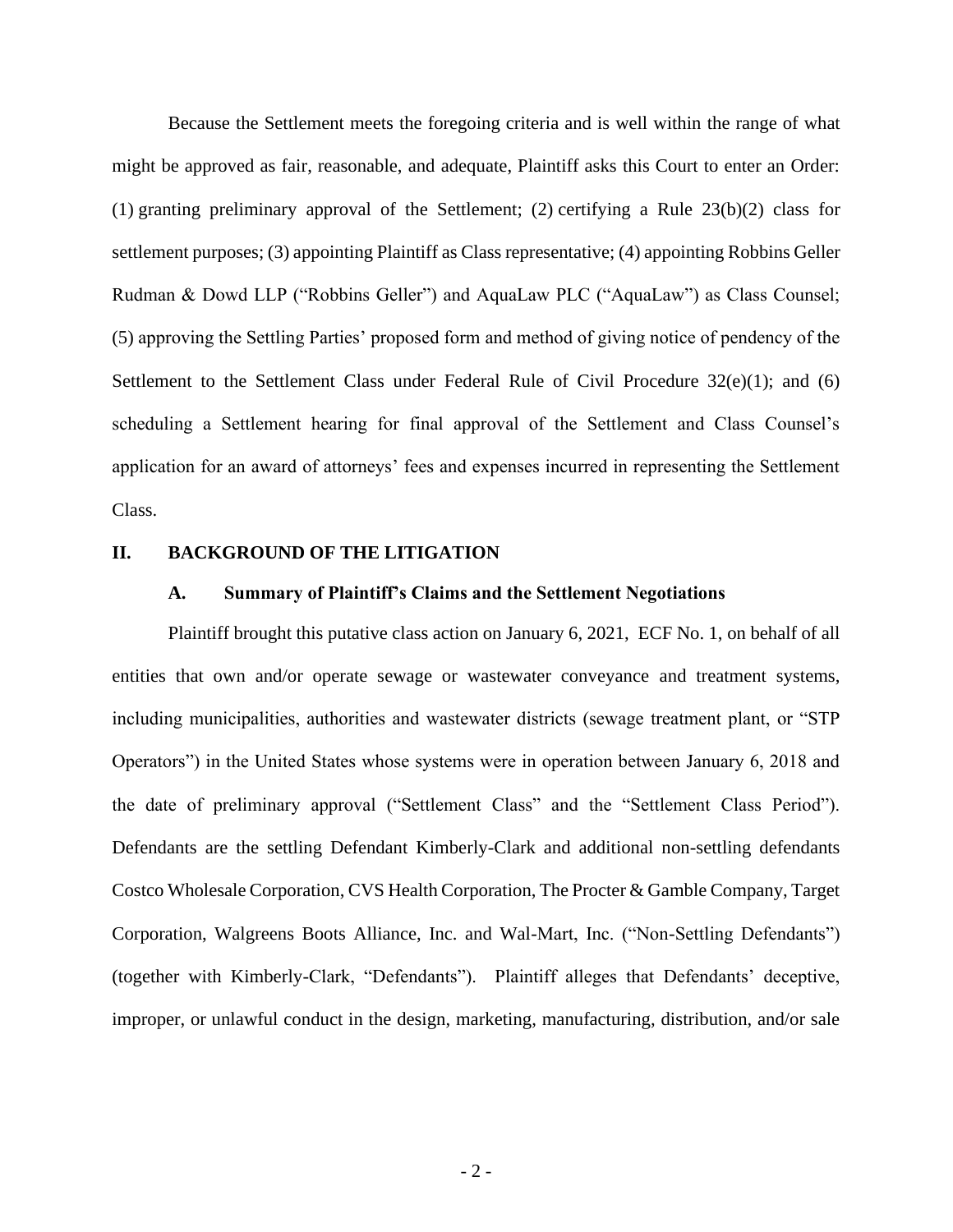Because the Settlement meets the foregoing criteria and is well within the range of what might be approved as fair, reasonable, and adequate, Plaintiff asks this Court to enter an Order: (1) granting preliminary approval of the Settlement; (2) certifying a Rule 23(b)(2) class for settlement purposes; (3) appointing Plaintiff as Class representative; (4) appointing Robbins Geller Rudman & Dowd LLP ("Robbins Geller") and AquaLaw PLC ("AquaLaw") as Class Counsel; (5) approving the Settling Parties' proposed form and method of giving notice of pendency of the Settlement to the Settlement Class under Federal Rule of Civil Procedure 32(e)(1); and (6) scheduling a Settlement hearing for final approval of the Settlement and Class Counsel's application for an award of attorneys' fees and expenses incurred in representing the Settlement Class.

## II. BACKGROUND OF THE LITIGATION

### A. Summary of Plaintiff's Claims and the Settlement Negotiations

Plaintiff brought this putative class action on January 6, 2021, ECF No. 1, on behalf of all entities that own and/or operate sewage or wastewater conveyance and treatment systems, including municipalities, authorities and wastewater districts (sewage treatment plant, or "STP Operators") in the United States whose systems were in operation between January 6, 2018 and the date of preliminary approval ("Settlement Class" and the "Settlement Class Period"). Defendants are the settling Defendant Kimberly-Clark and additional non-settling defendants Costco Wholesale Corporation, CVS Health Corporation, The Procter & Gamble Company, Target Corporation, Walgreens Boots Alliance, Inc. and Wal-Mart, Inc. ("Non-Settling Defendants") (together with Kimberly-Clark, "Defendants"). Plaintiff alleges that Defendants' deceptive, improper, or unlawful conduct in the design, marketing, manufacturing, distribution, and/or sale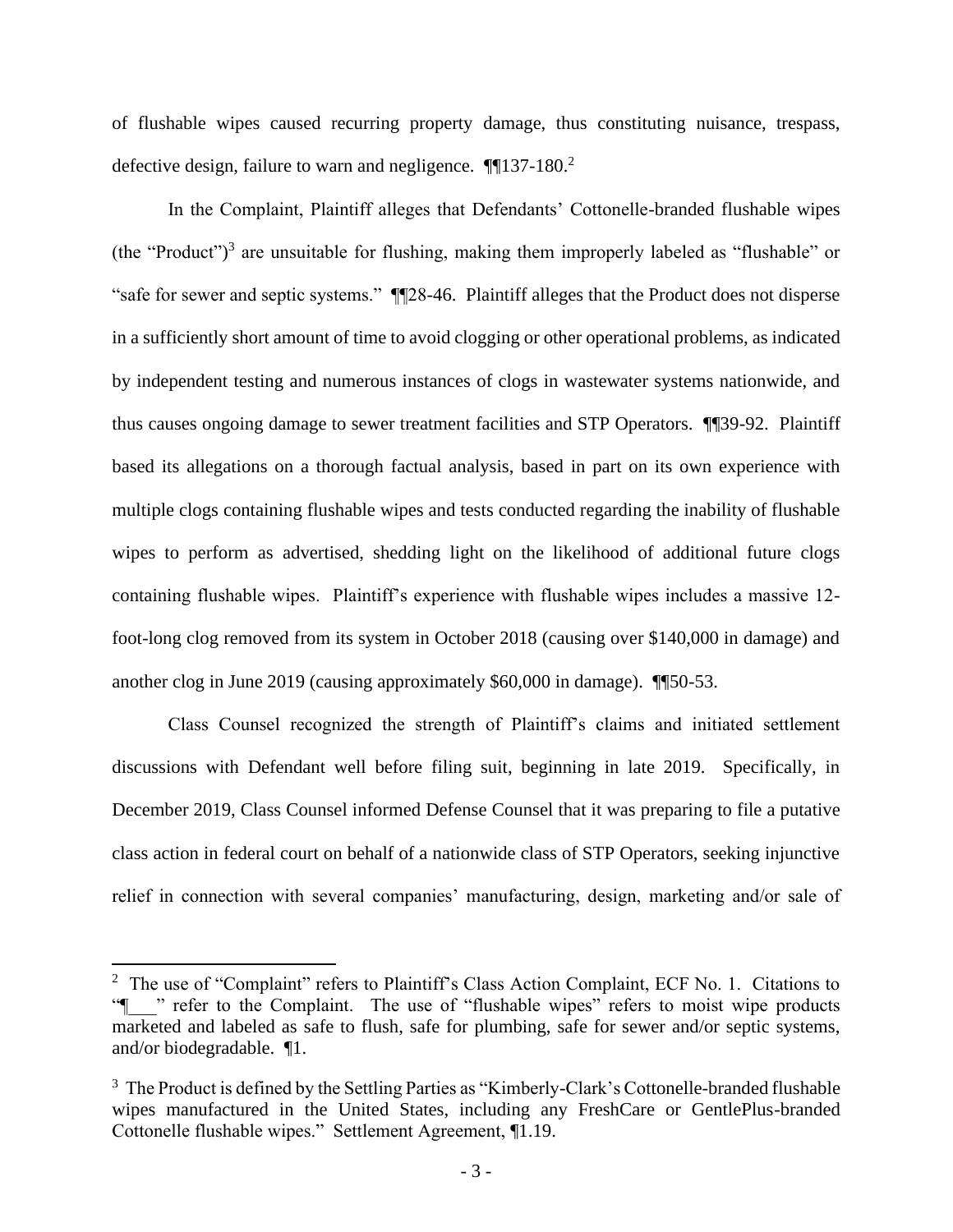of flushable wipes caused recurring property damage, thus constituting nuisance, trespass, defective design, failure to warn and negligence. ¶¶137-180.[2]

In the Complaint, Plaintiff alleges that Defendants' Cottonelle-branded flushable wipes (the "Product")[3] are unsuitable for flushing, making them improperly labeled as "flushable" or "safe for sewer and septic systems." ¶¶28-46. Plaintiff alleges that the Product does not disperse in a sufficiently short amount of time to avoid clogging or other operational problems, as indicated by independent testing and numerous instances of clogs in wastewater systems nationwide, and thus causes ongoing damage to sewer treatment facilities and STP Operators. ¶¶39-92. Plaintiff based its allegations on a thorough factual analysis, based in part on its own experience with multiple clogs containing flushable wipes and tests conducted regarding the inability of flushable wipes to perform as advertised, shedding light on the likelihood of additional future clogs containing flushable wipes. Plaintiff's experience with flushable wipes includes a massive 12-foot-long clog removed from its system in October 2018 (causing over $140,000 in damage) and another clog in June 2019 (causing approximately $60,000 in damage). ¶¶50-53.

Class Counsel recognized the strength of Plaintiff's claims and initiated settlement discussions with Defendant well before filing suit, beginning in late 2019. Specifically, in December 2019, Class Counsel informed Defense Counsel that it was preparing to file a putative class action in federal court on behalf of a nationwide class of STP Operators, seeking injunctive relief in connection with several companies' manufacturing, design, marketing and/or sale of

[2] The use of "Complaint" refers to Plaintiff's Class Action Complaint, ECF No. 1. Citations to "¶___" refer to the Complaint. The use of "flushable wipes" refers to moist wipe products marketed and labeled as safe to flush, safe for plumbing, safe for sewer and/or septic systems, and/or biodegradable. ¶1.

[3] The Product is defined by the Settling Parties as "Kimberly-Clark's Cottonelle-branded flushable wipes manufactured in the United States, including any FreshCare or GentlePlus-branded Cottonelle flushable wipes." Settlement Agreement, ¶1.19.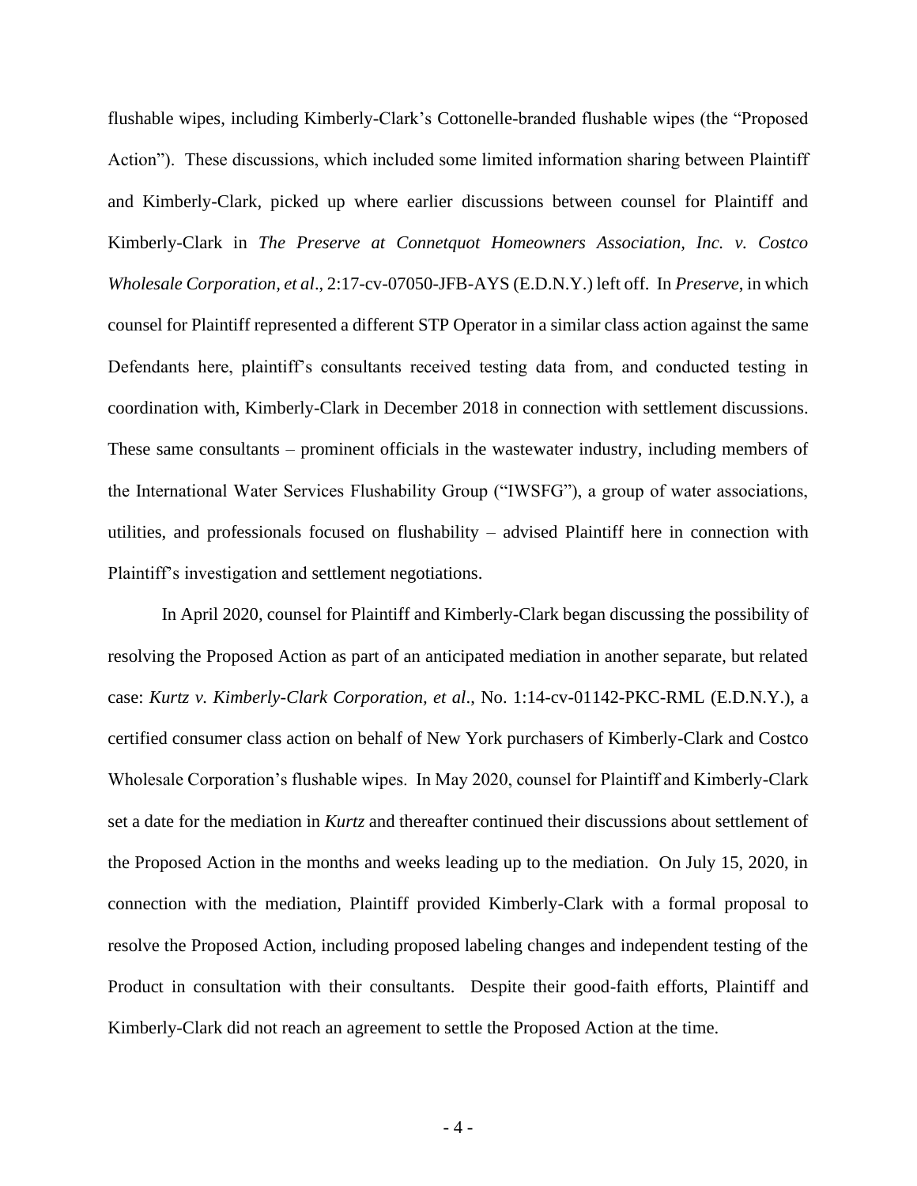flushable wipes, including Kimberly-Clark's Cottonelle-branded flushable wipes (the "Proposed Action"). These discussions, which included some limited information sharing between Plaintiff and Kimberly-Clark, picked up where earlier discussions between counsel for Plaintiff and Kimberly-Clark in *The Preserve at Connetquot Homeowners Association, Inc. v. Costco Wholesale Corporation, et al*., 2:17-cv-07050-JFB-AYS (E.D.N.Y.) left off. In *Preserve*, in which counsel for Plaintiff represented a different STP Operator in a similar class action against the same Defendants here, plaintiff's consultants received testing data from, and conducted testing in coordination with, Kimberly-Clark in December 2018 in connection with settlement discussions. These same consultants – prominent officials in the wastewater industry, including members of the International Water Services Flushability Group ("IWSFG"), a group of water associations, utilities, and professionals focused on flushability – advised Plaintiff here in connection with Plaintiff's investigation and settlement negotiations.

In April 2020, counsel for Plaintiff and Kimberly-Clark began discussing the possibility of resolving the Proposed Action as part of an anticipated mediation in another separate, but related case: *Kurtz v. Kimberly-Clark Corporation, et al*., No. 1:14-cv-01142-PKC-RML (E.D.N.Y.), a certified consumer class action on behalf of New York purchasers of Kimberly-Clark and Costco Wholesale Corporation's flushable wipes. In May 2020, counsel for Plaintiff and Kimberly-Clark set a date for the mediation in *Kurtz* and thereafter continued their discussions about settlement of the Proposed Action in the months and weeks leading up to the mediation. On July 15, 2020, in connection with the mediation, Plaintiff provided Kimberly-Clark with a formal proposal to resolve the Proposed Action, including proposed labeling changes and independent testing of the Product in consultation with their consultants. Despite their good-faith efforts, Plaintiff and Kimberly-Clark did not reach an agreement to settle the Proposed Action at the time.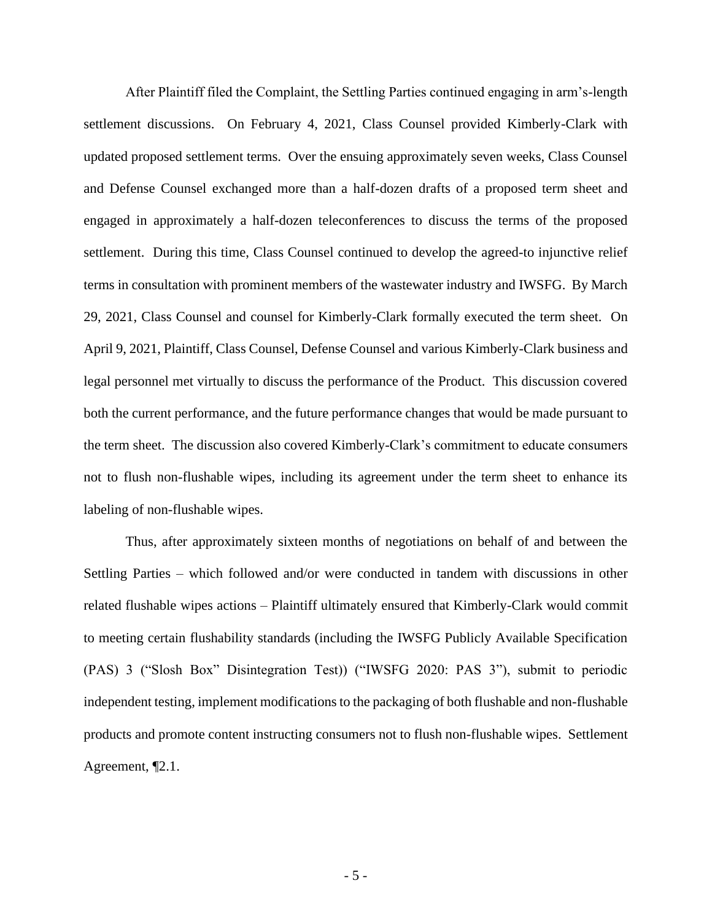After Plaintiff filed the Complaint, the Settling Parties continued engaging in arm's-length settlement discussions. On February 4, 2021, Class Counsel provided Kimberly-Clark with updated proposed settlement terms. Over the ensuing approximately seven weeks, Class Counsel and Defense Counsel exchanged more than a half-dozen drafts of a proposed term sheet and engaged in approximately a half-dozen teleconferences to discuss the terms of the proposed settlement. During this time, Class Counsel continued to develop the agreed-to injunctive relief terms in consultation with prominent members of the wastewater industry and IWSFG. By March 29, 2021, Class Counsel and counsel for Kimberly-Clark formally executed the term sheet. On April 9, 2021, Plaintiff, Class Counsel, Defense Counsel and various Kimberly-Clark business and legal personnel met virtually to discuss the performance of the Product. This discussion covered both the current performance, and the future performance changes that would be made pursuant to the term sheet. The discussion also covered Kimberly-Clark's commitment to educate consumers not to flush non-flushable wipes, including its agreement under the term sheet to enhance its labeling of non-flushable wipes.

Thus, after approximately sixteen months of negotiations on behalf of and between the Settling Parties – which followed and/or were conducted in tandem with discussions in other related flushable wipes actions – Plaintiff ultimately ensured that Kimberly-Clark would commit to meeting certain flushability standards (including the IWSFG Publicly Available Specification (PAS) 3 ("Slosh Box" Disintegration Test)) ("IWSFG 2020: PAS 3"), submit to periodic independent testing, implement modifications to the packaging of both flushable and non-flushable products and promote content instructing consumers not to flush non-flushable wipes. Settlement Agreement, ¶2.1.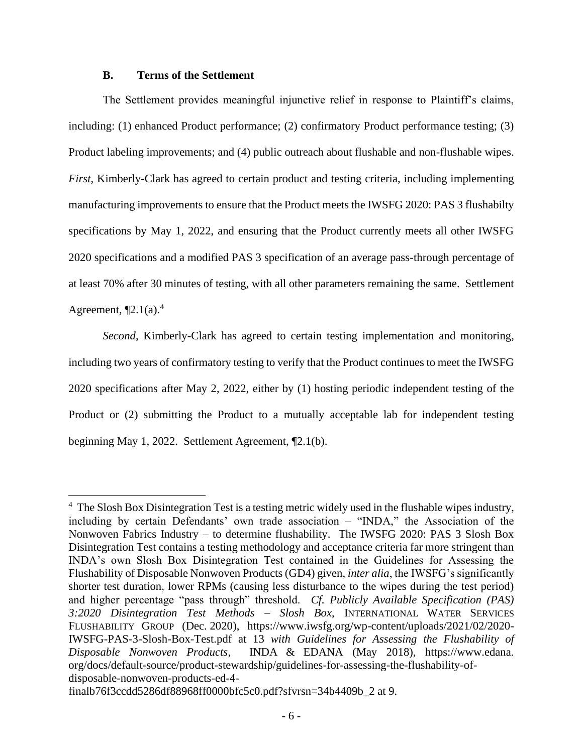### B. Terms of the Settlement

The Settlement provides meaningful injunctive relief in response to Plaintiff's claims, including: (1) enhanced Product performance; (2) confirmatory Product performance testing; (3) Product labeling improvements; and (4) public outreach about flushable and non-flushable wipes. *First*, Kimberly-Clark has agreed to certain product and testing criteria, including implementing manufacturing improvements to ensure that the Product meets the IWSFG 2020: PAS 3 flushabilty specifications by May 1, 2022, and ensuring that the Product currently meets all other IWSFG 2020 specifications and a modified PAS 3 specification of an average pass-through percentage of at least 70% after 30 minutes of testing, with all other parameters remaining the same. Settlement Agreement, ¶2.1(a).[4]

*Second*, Kimberly-Clark has agreed to certain testing implementation and monitoring, including two years of confirmatory testing to verify that the Product continues to meet the IWSFG 2020 specifications after May 2, 2022, either by (1) hosting periodic independent testing of the Product or (2) submitting the Product to a mutually acceptable lab for independent testing beginning May 1, 2022. Settlement Agreement, ¶2.1(b).

---

[4] The Slosh Box Disintegration Test is a testing metric widely used in the flushable wipes industry, including by certain Defendants' own trade association – "INDA," the Association of the Nonwoven Fabrics Industry – to determine flushability. The IWSFG 2020: PAS 3 Slosh Box Disintegration Test contains a testing methodology and acceptance criteria far more stringent than INDA's own Slosh Box Disintegration Test contained in the Guidelines for Assessing the Flushability of Disposable Nonwoven Products (GD4) given, *inter alia*, the IWSFG's significantly shorter test duration, lower RPMs (causing less disturbance to the wipes during the test period) and higher percentage "pass through" threshold. *Cf. Publicly Available Specification (PAS) 3:2020 Disintegration Test Methods – Slosh Box*, INTERNATIONAL WATER SERVICES FLUSHABILITY GROUP (Dec. 2020), https://www.iwsfg.org/wp-content/uploads/2021/02/2020-IWSFG-PAS-3-Slosh-Box-Test.pdf at 13 *with Guidelines for Assessing the Flushability of Disposable Nonwoven Products*, INDA & EDANA (May 2018), https://www.edana.org/docs/default-source/product-stewardship/guidelines-for-assessing-the-flushability-of-disposable-nonwoven-products-ed-4-finalb76f3ccdd5286df88968ff0000bfc5c0.pdf?sfvrsn=34b4409b_2 at 9.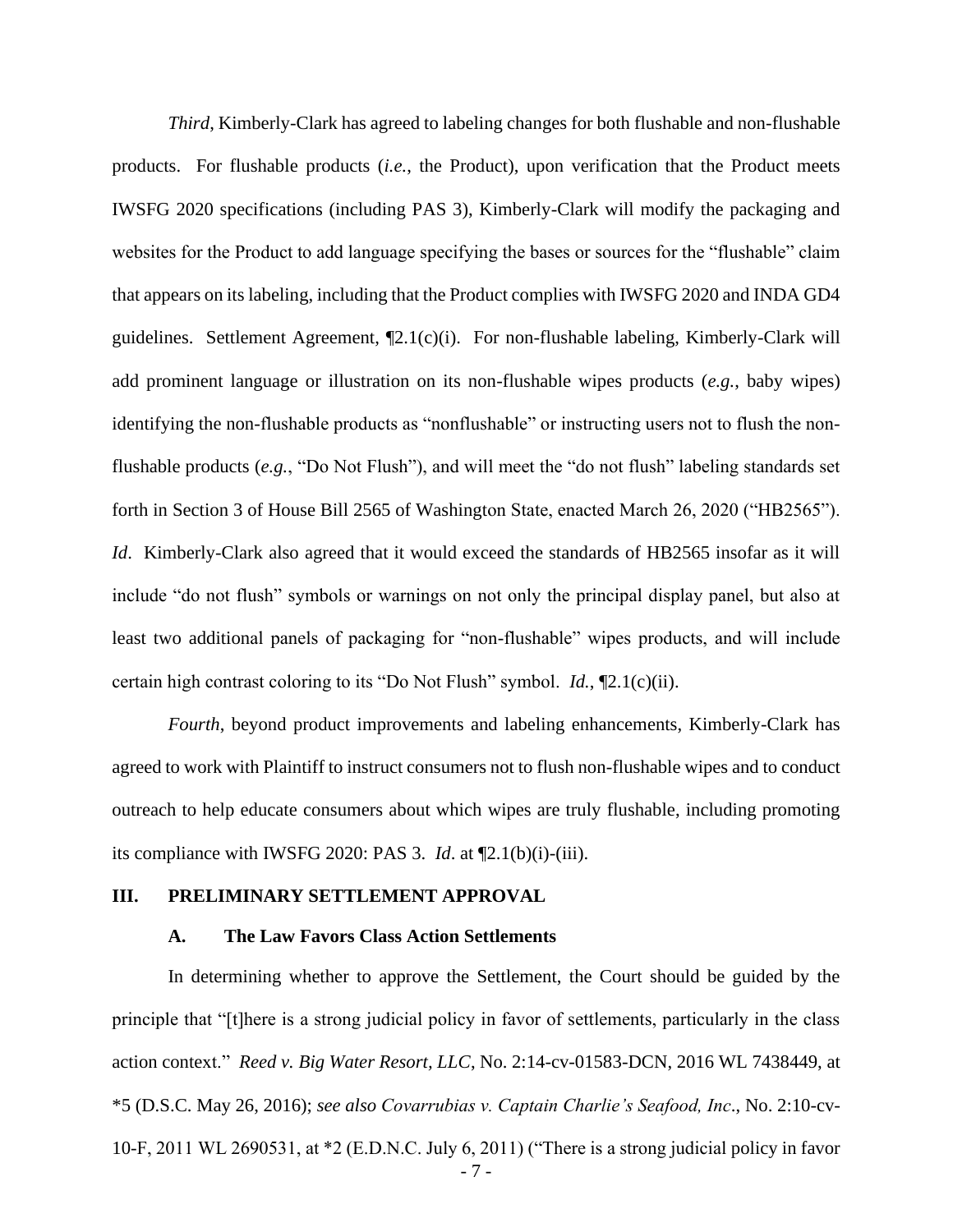*Third*, Kimberly-Clark has agreed to labeling changes for both flushable and non-flushable products. For flushable products (*i.e.*, the Product), upon verification that the Product meets IWSFG 2020 specifications (including PAS 3), Kimberly-Clark will modify the packaging and websites for the Product to add language specifying the bases or sources for the "flushable" claim that appears on its labeling, including that the Product complies with IWSFG 2020 and INDA GD4 guidelines. Settlement Agreement, ¶2.1(c)(i). For non-flushable labeling, Kimberly-Clark will add prominent language or illustration on its non-flushable wipes products (*e.g.*, baby wipes) identifying the non-flushable products as "nonflushable" or instructing users not to flush the non-flushable products (*e.g.*, "Do Not Flush"), and will meet the "do not flush" labeling standards set forth in Section 3 of House Bill 2565 of Washington State, enacted March 26, 2020 ("HB2565"). *Id*. Kimberly-Clark also agreed that it would exceed the standards of HB2565 insofar as it will include "do not flush" symbols or warnings on not only the principal display panel, but also at least two additional panels of packaging for "non-flushable" wipes products, and will include certain high contrast coloring to its "Do Not Flush" symbol. *Id.*, ¶2.1(c)(ii).

*Fourth*, beyond product improvements and labeling enhancements, Kimberly-Clark has agreed to work with Plaintiff to instruct consumers not to flush non-flushable wipes and to conduct outreach to help educate consumers about which wipes are truly flushable, including promoting its compliance with IWSFG 2020: PAS 3. *Id*. at ¶2.1(b)(i)-(iii).

## III. PRELIMINARY SETTLEMENT APPROVAL

### A. The Law Favors Class Action Settlements

In determining whether to approve the Settlement, the Court should be guided by the principle that "[t]here is a strong judicial policy in favor of settlements, particularly in the class action context." *Reed v. Big Water Resort, LLC*, No. 2:14-cv-01583-DCN, 2016 WL 7438449, at *5 (D.S.C. May 26, 2016); *see also Covarrubias v. Captain Charlie's Seafood, Inc*., No. 2:10-cv-10-F, 2011 WL 2690531, at *2 (E.D.N.C. July 6, 2011) ("There is a strong judicial policy in favor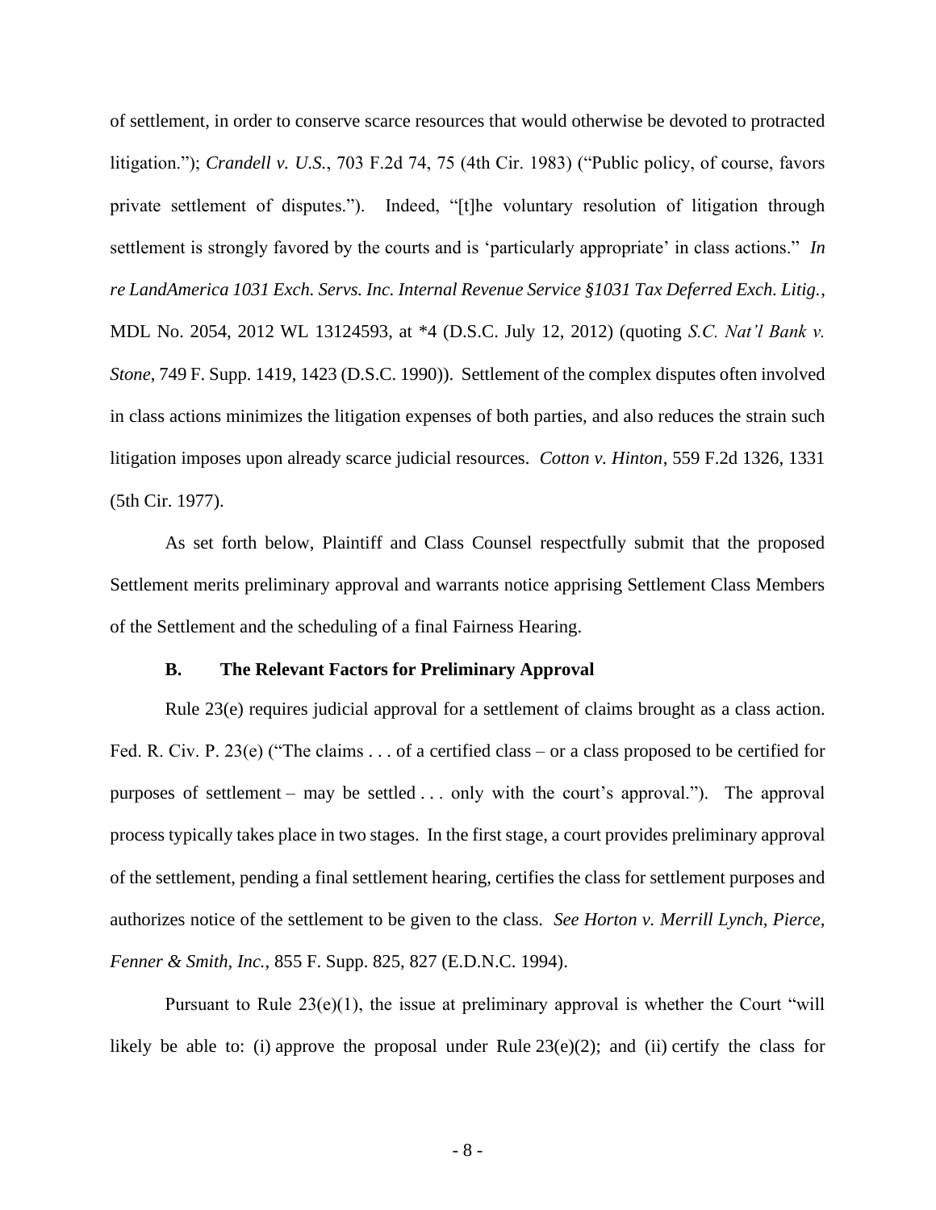of settlement, in order to conserve scarce resources that would otherwise be devoted to protracted litigation."); *Crandell v. U.S.*, 703 F.2d 74, 75 (4th Cir. 1983) ("Public policy, of course, favors private settlement of disputes."). Indeed, "[t]he voluntary resolution of litigation through settlement is strongly favored by the courts and is 'particularly appropriate' in class actions." *In re LandAmerica 1031 Exch. Servs. Inc. Internal Revenue Service §1031 Tax Deferred Exch. Litig.*, MDL No. 2054, 2012 WL 13124593, at *4 (D.S.C. July 12, 2012) (quoting *S.C. Nat'l Bank v. Stone*, 749 F. Supp. 1419, 1423 (D.S.C. 1990)). Settlement of the complex disputes often involved in class actions minimizes the litigation expenses of both parties, and also reduces the strain such litigation imposes upon already scarce judicial resources. *Cotton v. Hinton*, 559 F.2d 1326, 1331 (5th Cir. 1977).

As set forth below, Plaintiff and Class Counsel respectfully submit that the proposed Settlement merits preliminary approval and warrants notice apprising Settlement Class Members of the Settlement and the scheduling of a final Fairness Hearing.

### B. The Relevant Factors for Preliminary Approval

Rule 23(e) requires judicial approval for a settlement of claims brought as a class action. Fed. R. Civ. P. 23(e) ("The claims . . . of a certified class – or a class proposed to be certified for purposes of settlement – may be settled . . . only with the court's approval."). The approval process typically takes place in two stages. In the first stage, a court provides preliminary approval of the settlement, pending a final settlement hearing, certifies the class for settlement purposes and authorizes notice of the settlement to be given to the class. *See Horton v. Merrill Lynch, Pierce, Fenner & Smith, Inc.*, 855 F. Supp. 825, 827 (E.D.N.C. 1994).

Pursuant to Rule 23(e)(1), the issue at preliminary approval is whether the Court "will likely be able to: (i) approve the proposal under Rule 23(e)(2); and (ii) certify the class for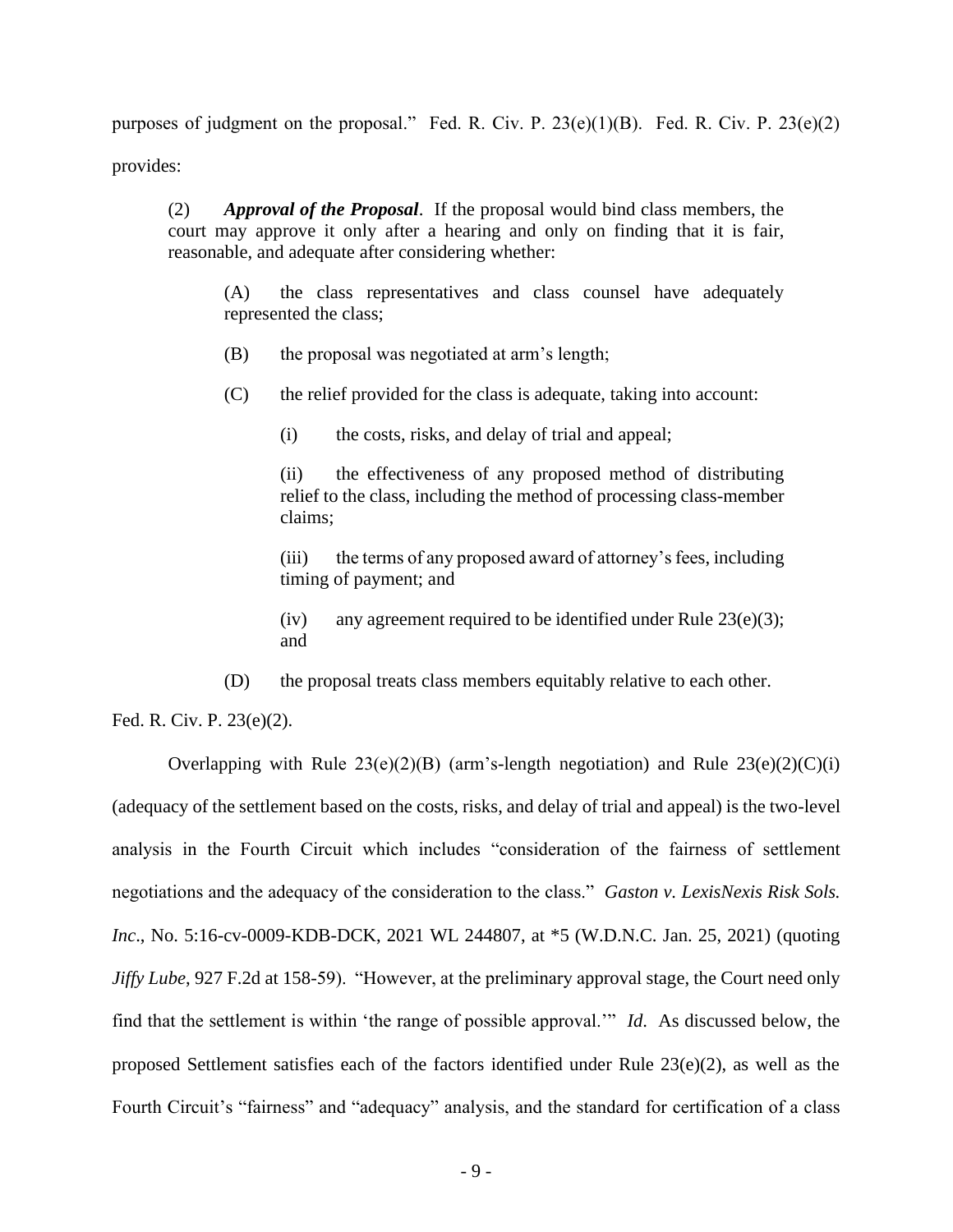purposes of judgment on the proposal." Fed. R. Civ. P. 23(e)(1)(B). Fed. R. Civ. P. 23(e)(2) provides:

> (2) ***Approval of the Proposal***. If the proposal would bind class members, the court may approve it only after a hearing and only on finding that it is fair, reasonable, and adequate after considering whether:
>
> > (A) the class representatives and class counsel have adequately represented the class;
> >
> > (B) the proposal was negotiated at arm's length;
> >
> > (C) the relief provided for the class is adequate, taking into account:
> >
> > > (i) the costs, risks, and delay of trial and appeal;
> > >
> > > (ii) the effectiveness of any proposed method of distributing relief to the class, including the method of processing class-member claims;
> > >
> > > (iii) the terms of any proposed award of attorney's fees, including timing of payment; and
> > >
> > > (iv) any agreement required to be identified under Rule 23(e)(3); and
> >
> > (D) the proposal treats class members equitably relative to each other.

Fed. R. Civ. P. 23(e)(2).

Overlapping with Rule 23(e)(2)(B) (arm's-length negotiation) and Rule 23(e)(2)(C)(i) (adequacy of the settlement based on the costs, risks, and delay of trial and appeal) is the two-level analysis in the Fourth Circuit which includes "consideration of the fairness of settlement negotiations and the adequacy of the consideration to the class." *Gaston v. LexisNexis Risk Sols. Inc*., No. 5:16-cv-0009-KDB-DCK, 2021 WL 244807, at *5 (W.D.N.C. Jan. 25, 2021) (quoting *Jiffy Lube*, 927 F.2d at 158-59). "However, at the preliminary approval stage, the Court need only find that the settlement is within 'the range of possible approval.'" *Id*. As discussed below, the proposed Settlement satisfies each of the factors identified under Rule 23(e)(2), as well as the Fourth Circuit's "fairness" and "adequacy" analysis, and the standard for certification of a class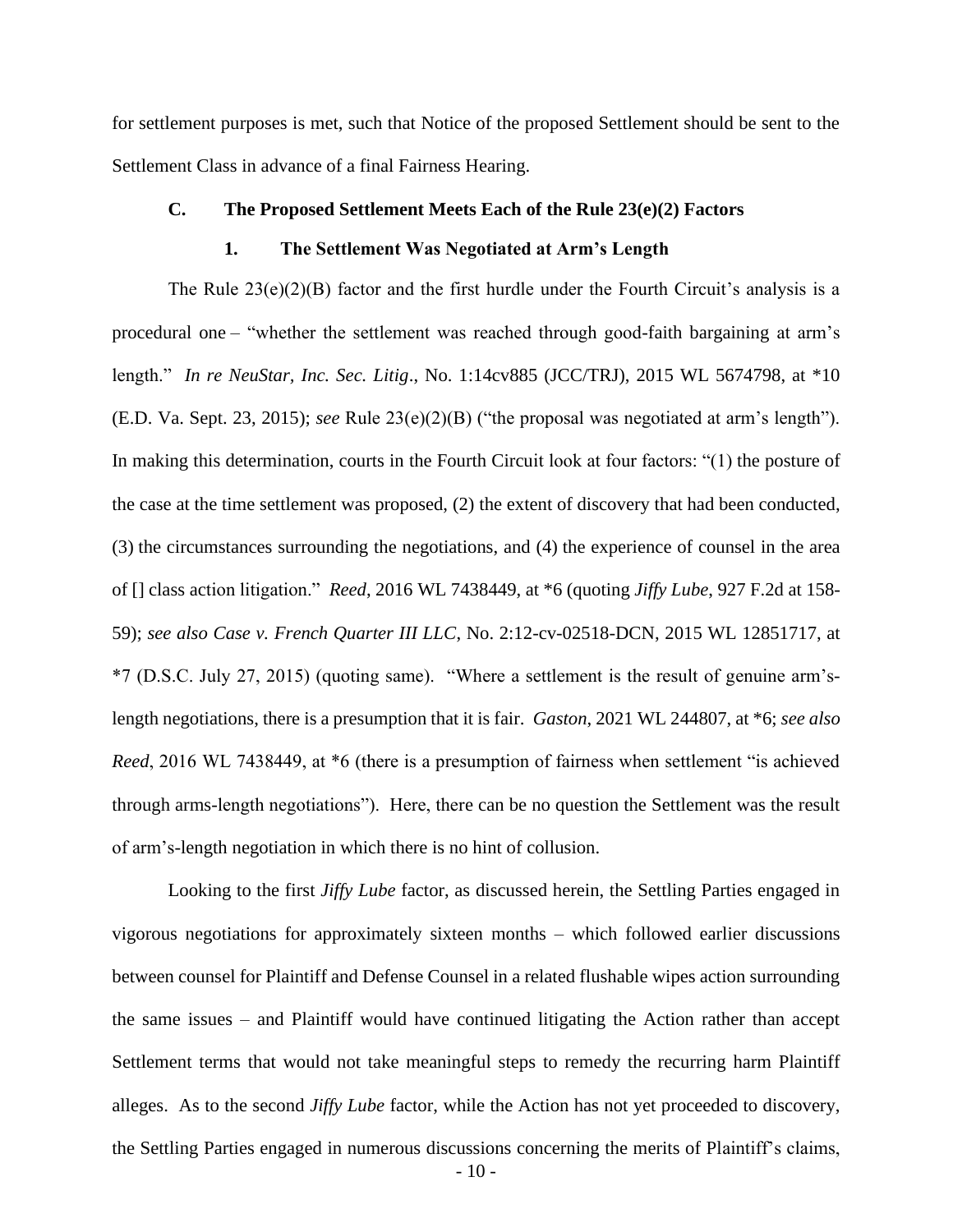for settlement purposes is met, such that Notice of the proposed Settlement should be sent to the Settlement Class in advance of a final Fairness Hearing.

### C. The Proposed Settlement Meets Each of the Rule 23(e)(2) Factors

#### 1. The Settlement Was Negotiated at Arm's Length

The Rule 23(e)(2)(B) factor and the first hurdle under the Fourth Circuit's analysis is a procedural one – "whether the settlement was reached through good-faith bargaining at arm's length." *In re NeuStar, Inc. Sec. Litig*., No. 1:14cv885 (JCC/TRJ), 2015 WL 5674798, at *10 (E.D. Va. Sept. 23, 2015); *see* Rule 23(e)(2)(B) ("the proposal was negotiated at arm's length"). In making this determination, courts in the Fourth Circuit look at four factors: "(1) the posture of the case at the time settlement was proposed, (2) the extent of discovery that had been conducted, (3) the circumstances surrounding the negotiations, and (4) the experience of counsel in the area of [] class action litigation." *Reed*, 2016 WL 7438449, at *6 (quoting *Jiffy Lube*, 927 F.2d at 158-59); *see also Case v. French Quarter III LLC*, No. 2:12-cv-02518-DCN, 2015 WL 12851717, at *7 (D.S.C. July 27, 2015) (quoting same). "Where a settlement is the result of genuine arm's-length negotiations, there is a presumption that it is fair. *Gaston*, 2021 WL 244807, at *6; *see also Reed*, 2016 WL 7438449, at *6 (there is a presumption of fairness when settlement "is achieved through arms-length negotiations"). Here, there can be no question the Settlement was the result of arm's-length negotiation in which there is no hint of collusion.

Looking to the first *Jiffy Lube* factor, as discussed herein, the Settling Parties engaged in vigorous negotiations for approximately sixteen months – which followed earlier discussions between counsel for Plaintiff and Defense Counsel in a related flushable wipes action surrounding the same issues – and Plaintiff would have continued litigating the Action rather than accept Settlement terms that would not take meaningful steps to remedy the recurring harm Plaintiff alleges. As to the second *Jiffy Lube* factor, while the Action has not yet proceeded to discovery, the Settling Parties engaged in numerous discussions concerning the merits of Plaintiff's claims,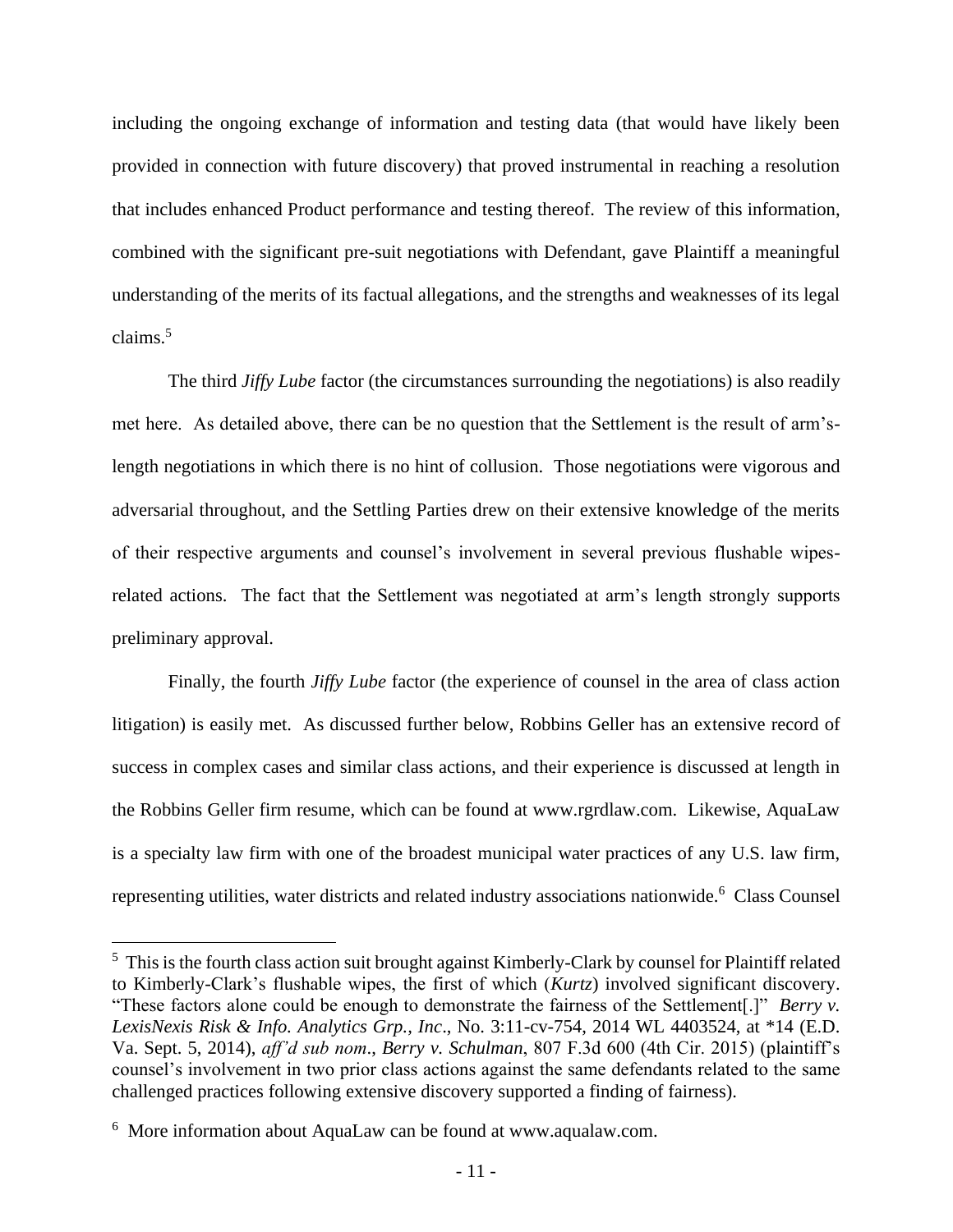including the ongoing exchange of information and testing data (that would have likely been provided in connection with future discovery) that proved instrumental in reaching a resolution that includes enhanced Product performance and testing thereof. The review of this information, combined with the significant pre-suit negotiations with Defendant, gave Plaintiff a meaningful understanding of the merits of its factual allegations, and the strengths and weaknesses of its legal claims.[5]

The third *Jiffy Lube* factor (the circumstances surrounding the negotiations) is also readily met here. As detailed above, there can be no question that the Settlement is the result of arm's-length negotiations in which there is no hint of collusion. Those negotiations were vigorous and adversarial throughout, and the Settling Parties drew on their extensive knowledge of the merits of their respective arguments and counsel's involvement in several previous flushable wipes-related actions. The fact that the Settlement was negotiated at arm's length strongly supports preliminary approval.

Finally, the fourth *Jiffy Lube* factor (the experience of counsel in the area of class action litigation) is easily met. As discussed further below, Robbins Geller has an extensive record of success in complex cases and similar class actions, and their experience is discussed at length in the Robbins Geller firm resume, which can be found at www.rgrdlaw.com. Likewise, AquaLaw is a specialty law firm with one of the broadest municipal water practices of any U.S. law firm, representing utilities, water districts and related industry associations nationwide.[6] Class Counsel

---

[5] This is the fourth class action suit brought against Kimberly-Clark by counsel for Plaintiff related to Kimberly-Clark's flushable wipes, the first of which (*Kurtz*) involved significant discovery. "These factors alone could be enough to demonstrate the fairness of the Settlement[.]" *Berry v. LexisNexis Risk & Info. Analytics Grp., Inc*., No. 3:11-cv-754, 2014 WL 4403524, at *14 (E.D. Va. Sept. 5, 2014), *aff'd sub nom*., *Berry v. Schulman*, 807 F.3d 600 (4th Cir. 2015) (plaintiff's counsel's involvement in two prior class actions against the same defendants related to the same challenged practices following extensive discovery supported a finding of fairness).

[6] More information about AquaLaw can be found at www.aqualaw.com.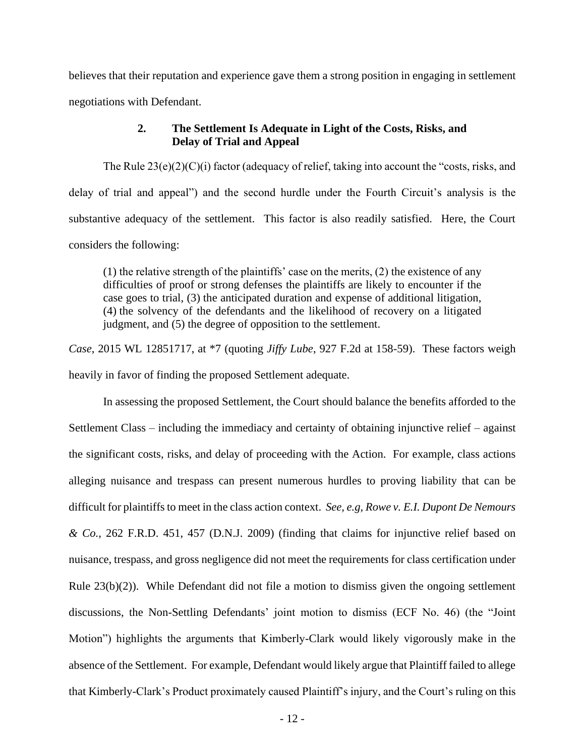believes that their reputation and experience gave them a strong position in engaging in settlement negotiations with Defendant.

### 2. The Settlement Is Adequate in Light of the Costs, Risks, and Delay of Trial and Appeal

The Rule 23(e)(2)(C)(i) factor (adequacy of relief, taking into account the "costs, risks, and delay of trial and appeal") and the second hurdle under the Fourth Circuit's analysis is the substantive adequacy of the settlement. This factor is also readily satisfied. Here, the Court considers the following:

> (1) the relative strength of the plaintiffs' case on the merits, (2) the existence of any difficulties of proof or strong defenses the plaintiffs are likely to encounter if the case goes to trial, (3) the anticipated duration and expense of additional litigation, (4) the solvency of the defendants and the likelihood of recovery on a litigated judgment, and (5) the degree of opposition to the settlement.

*Case*, 2015 WL 12851717, at *7 (quoting *Jiffy Lube*, 927 F.2d at 158-59). These factors weigh heavily in favor of finding the proposed Settlement adequate.

In assessing the proposed Settlement, the Court should balance the benefits afforded to the Settlement Class – including the immediacy and certainty of obtaining injunctive relief – against the significant costs, risks, and delay of proceeding with the Action. For example, class actions alleging nuisance and trespass can present numerous hurdles to proving liability that can be difficult for plaintiffs to meet in the class action context. *See, e.g, Rowe v. E.I. Dupont De Nemours & Co.*, 262 F.R.D. 451, 457 (D.N.J. 2009) (finding that claims for injunctive relief based on nuisance, trespass, and gross negligence did not meet the requirements for class certification under Rule 23(b)(2)). While Defendant did not file a motion to dismiss given the ongoing settlement discussions, the Non-Settling Defendants' joint motion to dismiss (ECF No. 46) (the "Joint Motion") highlights the arguments that Kimberly-Clark would likely vigorously make in the absence of the Settlement. For example, Defendant would likely argue that Plaintiff failed to allege that Kimberly-Clark's Product proximately caused Plaintiff's injury, and the Court's ruling on this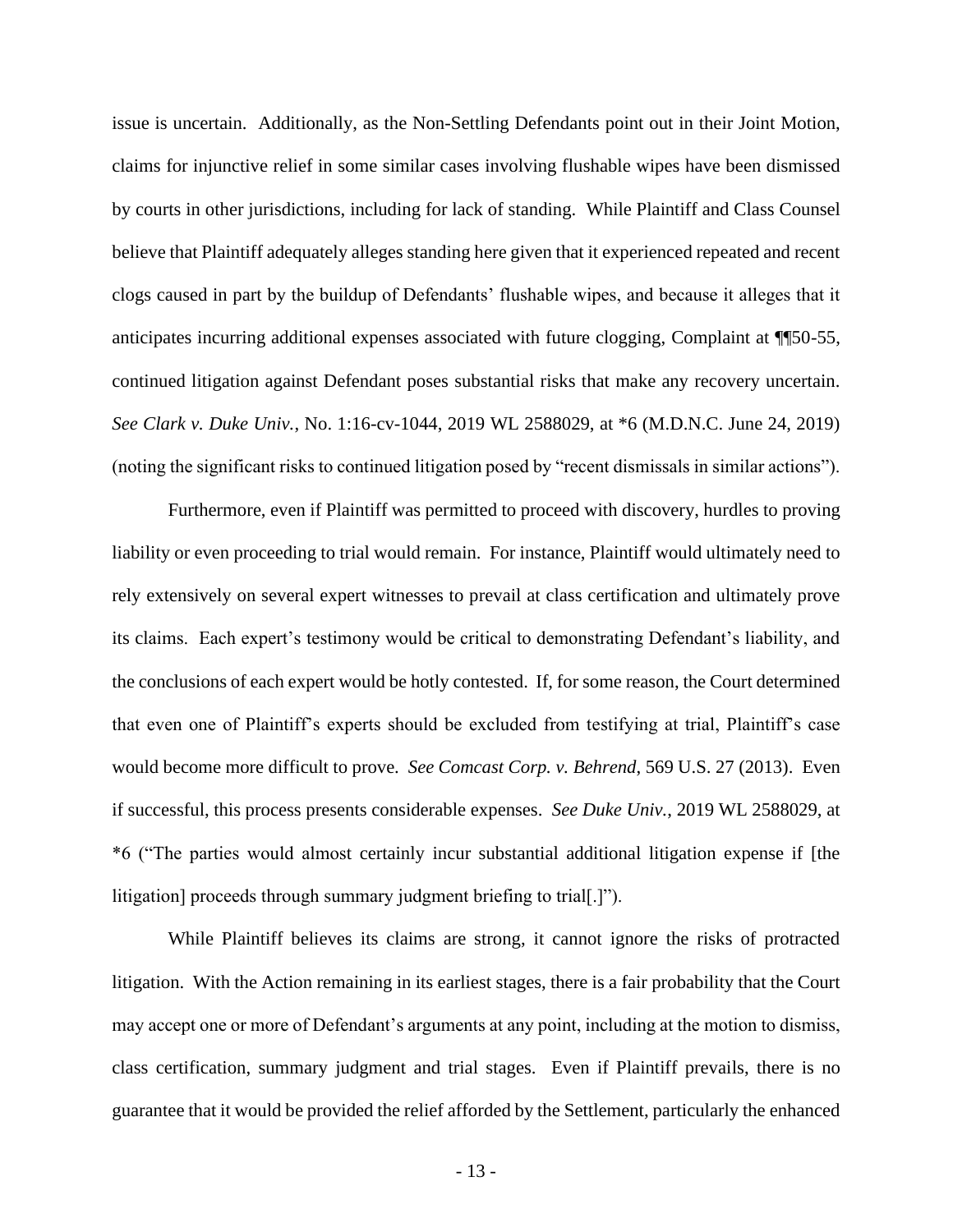issue is uncertain. Additionally, as the Non-Settling Defendants point out in their Joint Motion, claims for injunctive relief in some similar cases involving flushable wipes have been dismissed by courts in other jurisdictions, including for lack of standing. While Plaintiff and Class Counsel believe that Plaintiff adequately alleges standing here given that it experienced repeated and recent clogs caused in part by the buildup of Defendants' flushable wipes, and because it alleges that it anticipates incurring additional expenses associated with future clogging, Complaint at ¶¶50-55, continued litigation against Defendant poses substantial risks that make any recovery uncertain. *See Clark v. Duke Univ.*, No. 1:16-cv-1044, 2019 WL 2588029, at *6 (M.D.N.C. June 24, 2019) (noting the significant risks to continued litigation posed by "recent dismissals in similar actions").

Furthermore, even if Plaintiff was permitted to proceed with discovery, hurdles to proving liability or even proceeding to trial would remain. For instance, Plaintiff would ultimately need to rely extensively on several expert witnesses to prevail at class certification and ultimately prove its claims. Each expert's testimony would be critical to demonstrating Defendant's liability, and the conclusions of each expert would be hotly contested. If, for some reason, the Court determined that even one of Plaintiff's experts should be excluded from testifying at trial, Plaintiff's case would become more difficult to prove. *See Comcast Corp. v. Behrend*, 569 U.S. 27 (2013). Even if successful, this process presents considerable expenses. *See Duke Univ.*, 2019 WL 2588029, at *6 ("The parties would almost certainly incur substantial additional litigation expense if [the litigation] proceeds through summary judgment briefing to trial[.]").

While Plaintiff believes its claims are strong, it cannot ignore the risks of protracted litigation. With the Action remaining in its earliest stages, there is a fair probability that the Court may accept one or more of Defendant's arguments at any point, including at the motion to dismiss, class certification, summary judgment and trial stages. Even if Plaintiff prevails, there is no guarantee that it would be provided the relief afforded by the Settlement, particularly the enhanced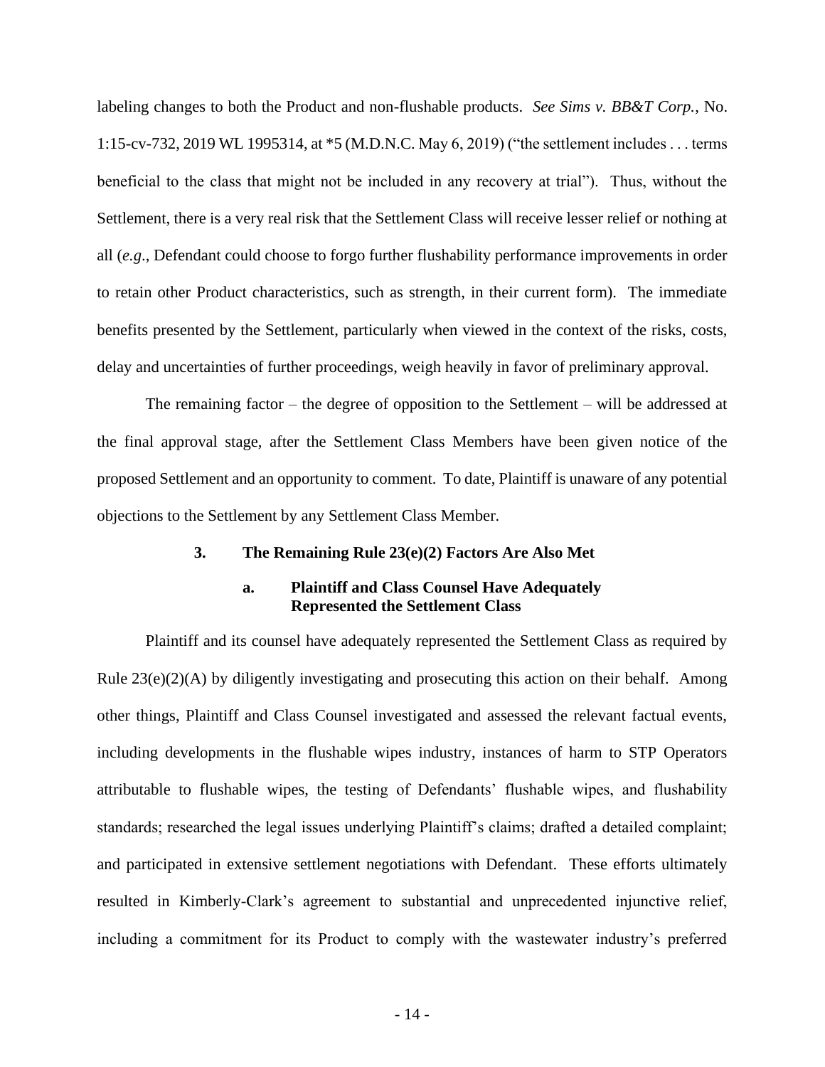labeling changes to both the Product and non-flushable products. *See Sims v. BB&T Corp.*, No. 1:15-cv-732, 2019 WL 1995314, at *5 (M.D.N.C. May 6, 2019) ("the settlement includes . . . terms beneficial to the class that might not be included in any recovery at trial"). Thus, without the Settlement, there is a very real risk that the Settlement Class will receive lesser relief or nothing at all (*e.g*., Defendant could choose to forgo further flushability performance improvements in order to retain other Product characteristics, such as strength, in their current form). The immediate benefits presented by the Settlement, particularly when viewed in the context of the risks, costs, delay and uncertainties of further proceedings, weigh heavily in favor of preliminary approval.

The remaining factor – the degree of opposition to the Settlement – will be addressed at the final approval stage, after the Settlement Class Members have been given notice of the proposed Settlement and an opportunity to comment. To date, Plaintiff is unaware of any potential objections to the Settlement by any Settlement Class Member.

### 3. The Remaining Rule 23(e)(2) Factors Are Also Met

#### a. Plaintiff and Class Counsel Have Adequately Represented the Settlement Class

Plaintiff and its counsel have adequately represented the Settlement Class as required by Rule 23(e)(2)(A) by diligently investigating and prosecuting this action on their behalf. Among other things, Plaintiff and Class Counsel investigated and assessed the relevant factual events, including developments in the flushable wipes industry, instances of harm to STP Operators attributable to flushable wipes, the testing of Defendants' flushable wipes, and flushability standards; researched the legal issues underlying Plaintiff's claims; drafted a detailed complaint; and participated in extensive settlement negotiations with Defendant. These efforts ultimately resulted in Kimberly-Clark's agreement to substantial and unprecedented injunctive relief, including a commitment for its Product to comply with the wastewater industry's preferred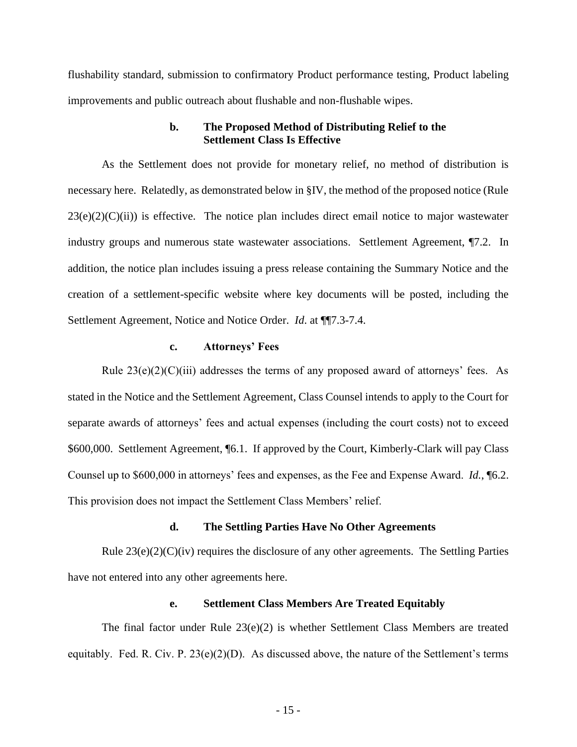flushability standard, submission to confirmatory Product performance testing, Product labeling improvements and public outreach about flushable and non-flushable wipes.

### b. The Proposed Method of Distributing Relief to the Settlement Class Is Effective

As the Settlement does not provide for monetary relief, no method of distribution is necessary here. Relatedly, as demonstrated below in §IV, the method of the proposed notice (Rule 23(e)(2)(C)(ii)) is effective. The notice plan includes direct email notice to major wastewater industry groups and numerous state wastewater associations. Settlement Agreement, ¶7.2. In addition, the notice plan includes issuing a press release containing the Summary Notice and the creation of a settlement-specific website where key documents will be posted, including the Settlement Agreement, Notice and Notice Order. *Id.* at ¶¶7.3-7.4.

### c. Attorneys' Fees

Rule 23(e)(2)(C)(iii) addresses the terms of any proposed award of attorneys' fees. As stated in the Notice and the Settlement Agreement, Class Counsel intends to apply to the Court for separate awards of attorneys' fees and actual expenses (including the court costs) not to exceed $600,000. Settlement Agreement, ¶6.1. If approved by the Court, Kimberly-Clark will pay Class Counsel up to $600,000 in attorneys' fees and expenses, as the Fee and Expense Award. *Id.*, ¶6.2. This provision does not impact the Settlement Class Members' relief.

### d. The Settling Parties Have No Other Agreements

Rule 23(e)(2)(C)(iv) requires the disclosure of any other agreements. The Settling Parties have not entered into any other agreements here.

### e. Settlement Class Members Are Treated Equitably

The final factor under Rule 23(e)(2) is whether Settlement Class Members are treated equitably. Fed. R. Civ. P. 23(e)(2)(D). As discussed above, the nature of the Settlement's terms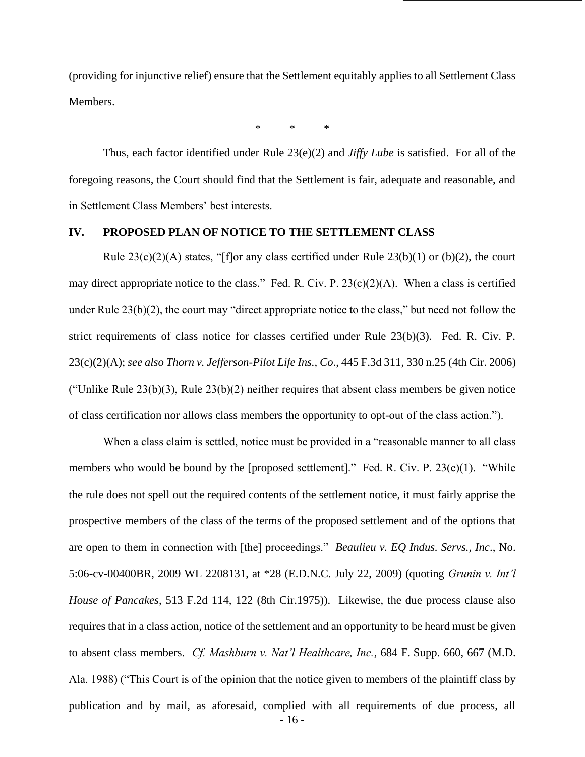(providing for injunctive relief) ensure that the Settlement equitably applies to all Settlement Class Members.

\* \* \*

Thus, each factor identified under Rule 23(e)(2) and *Jiffy Lube* is satisfied. For all of the foregoing reasons, the Court should find that the Settlement is fair, adequate and reasonable, and in Settlement Class Members' best interests.

## IV. PROPOSED PLAN OF NOTICE TO THE SETTLEMENT CLASS

Rule 23(c)(2)(A) states, "[f]or any class certified under Rule 23(b)(1) or (b)(2), the court may direct appropriate notice to the class." Fed. R. Civ. P. 23(c)(2)(A). When a class is certified under Rule 23(b)(2), the court may "direct appropriate notice to the class," but need not follow the strict requirements of class notice for classes certified under Rule 23(b)(3). Fed. R. Civ. P. 23(c)(2)(A); *see also Thorn v. Jefferson-Pilot Life Ins., Co*., 445 F.3d 311, 330 n.25 (4th Cir. 2006) ("Unlike Rule 23(b)(3), Rule 23(b)(2) neither requires that absent class members be given notice of class certification nor allows class members the opportunity to opt-out of the class action.").

When a class claim is settled, notice must be provided in a "reasonable manner to all class members who would be bound by the [proposed settlement]." Fed. R. Civ. P. 23(e)(1). "While the rule does not spell out the required contents of the settlement notice, it must fairly apprise the prospective members of the class of the terms of the proposed settlement and of the options that are open to them in connection with [the] proceedings." *Beaulieu v. EQ Indus. Servs., Inc*., No. 5:06-cv-00400BR, 2009 WL 2208131, at *28 (E.D.N.C. July 22, 2009) (quoting *Grunin v. Int'l House of Pancakes*, 513 F.2d 114, 122 (8th Cir.1975)). Likewise, the due process clause also requires that in a class action, notice of the settlement and an opportunity to be heard must be given to absent class members. *Cf. Mashburn v. Nat'l Healthcare, Inc.*, 684 F. Supp. 660, 667 (M.D. Ala. 1988) ("This Court is of the opinion that the notice given to members of the plaintiff class by publication and by mail, as aforesaid, complied with all requirements of due process, all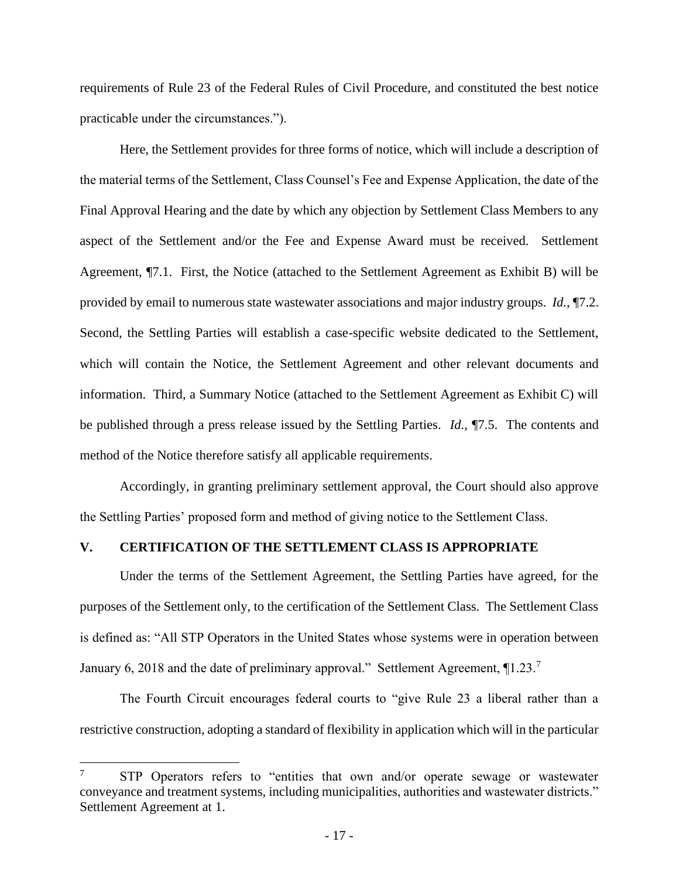requirements of Rule 23 of the Federal Rules of Civil Procedure, and constituted the best notice practicable under the circumstances.").

Here, the Settlement provides for three forms of notice, which will include a description of the material terms of the Settlement, Class Counsel's Fee and Expense Application, the date of the Final Approval Hearing and the date by which any objection by Settlement Class Members to any aspect of the Settlement and/or the Fee and Expense Award must be received. Settlement Agreement, ¶7.1. First, the Notice (attached to the Settlement Agreement as Exhibit B) will be provided by email to numerous state wastewater associations and major industry groups. *Id.*, ¶7.2. Second, the Settling Parties will establish a case-specific website dedicated to the Settlement, which will contain the Notice, the Settlement Agreement and other relevant documents and information. Third, a Summary Notice (attached to the Settlement Agreement as Exhibit C) will be published through a press release issued by the Settling Parties. *Id.*, ¶7.5. The contents and method of the Notice therefore satisfy all applicable requirements.

Accordingly, in granting preliminary settlement approval, the Court should also approve the Settling Parties' proposed form and method of giving notice to the Settlement Class.

## V. CERTIFICATION OF THE SETTLEMENT CLASS IS APPROPRIATE

Under the terms of the Settlement Agreement, the Settling Parties have agreed, for the purposes of the Settlement only, to the certification of the Settlement Class. The Settlement Class is defined as: "All STP Operators in the United States whose systems were in operation between January 6, 2018 and the date of preliminary approval." Settlement Agreement, ¶1.23.[7]

The Fourth Circuit encourages federal courts to "give Rule 23 a liberal rather than a restrictive construction, adopting a standard of flexibility in application which will in the particular

---

[7] STP Operators refers to "entities that own and/or operate sewage or wastewater conveyance and treatment systems, including municipalities, authorities and wastewater districts." Settlement Agreement at 1.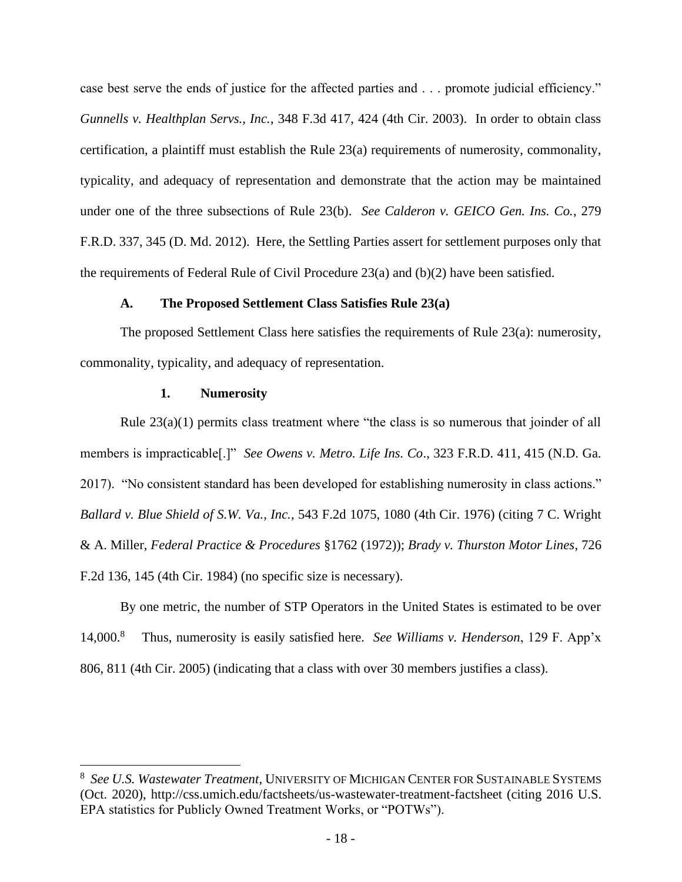case best serve the ends of justice for the affected parties and . . . promote judicial efficiency." *Gunnells v. Healthplan Servs., Inc.*, 348 F.3d 417, 424 (4th Cir. 2003). In order to obtain class certification, a plaintiff must establish the Rule 23(a) requirements of numerosity, commonality, typicality, and adequacy of representation and demonstrate that the action may be maintained under one of the three subsections of Rule 23(b). *See Calderon v. GEICO Gen. Ins. Co.*, 279 F.R.D. 337, 345 (D. Md. 2012). Here, the Settling Parties assert for settlement purposes only that the requirements of Federal Rule of Civil Procedure 23(a) and (b)(2) have been satisfied.

### A. The Proposed Settlement Class Satisfies Rule 23(a)

The proposed Settlement Class here satisfies the requirements of Rule 23(a): numerosity, commonality, typicality, and adequacy of representation.

#### 1. Numerosity

Rule 23(a)(1) permits class treatment where "the class is so numerous that joinder of all members is impracticable[.]" *See Owens v. Metro. Life Ins. Co*., 323 F.R.D. 411, 415 (N.D. Ga. 2017). "No consistent standard has been developed for establishing numerosity in class actions." *Ballard v. Blue Shield of S.W. Va., Inc.*, 543 F.2d 1075, 1080 (4th Cir. 1976) (citing 7 C. Wright & A. Miller, *Federal Practice & Procedures* §1762 (1972)); *Brady v. Thurston Motor Lines*, 726 F.2d 136, 145 (4th Cir. 1984) (no specific size is necessary).

By one metric, the number of STP Operators in the United States is estimated to be over 14,000.[8] Thus, numerosity is easily satisfied here. *See Williams v. Henderson*, 129 F. App'x 806, 811 (4th Cir. 2005) (indicating that a class with over 30 members justifies a class).

---

[8] *See U.S. Wastewater Treatment*, UNIVERSITY OF MICHIGAN CENTER FOR SUSTAINABLE SYSTEMS (Oct. 2020), http://css.umich.edu/factsheets/us-wastewater-treatment-factsheet (citing 2016 U.S. EPA statistics for Publicly Owned Treatment Works, or "POTWs").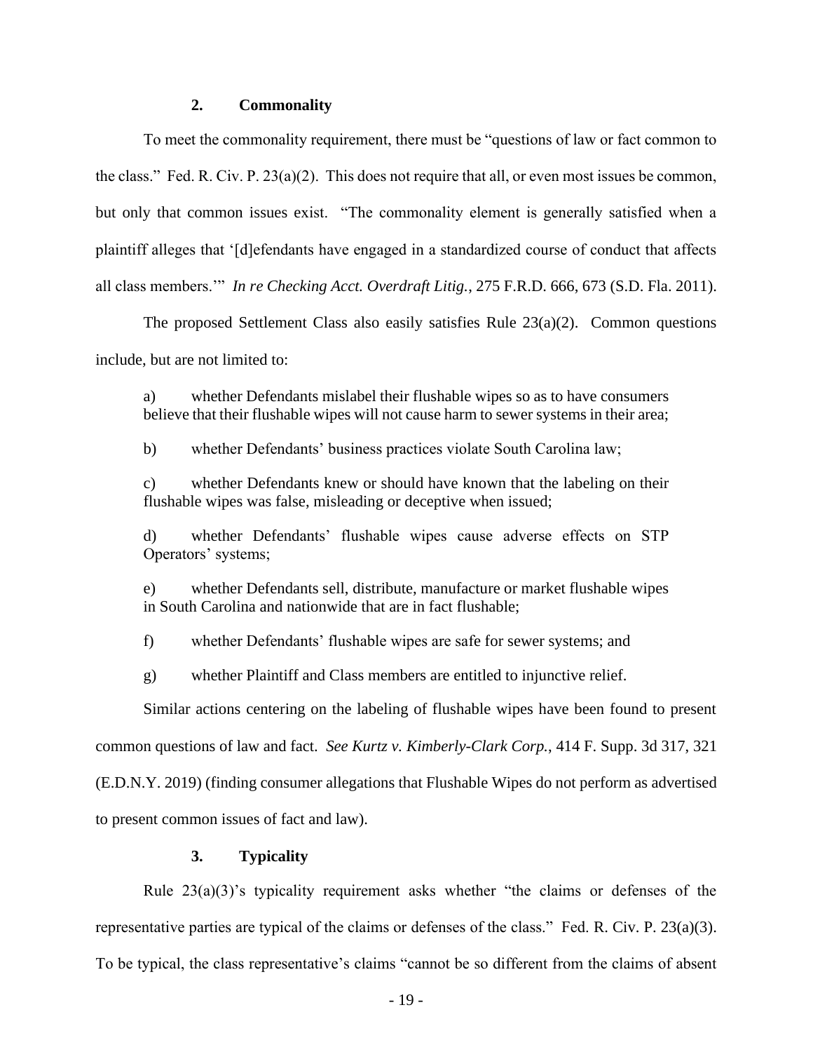### 2. Commonality

To meet the commonality requirement, there must be "questions of law or fact common to the class." Fed. R. Civ. P. 23(a)(2). This does not require that all, or even most issues be common, but only that common issues exist. "The commonality element is generally satisfied when a plaintiff alleges that '[d]efendants have engaged in a standardized course of conduct that affects all class members.'" *In re Checking Acct. Overdraft Litig.*, 275 F.R.D. 666, 673 (S.D. Fla. 2011).

The proposed Settlement Class also easily satisfies Rule 23(a)(2). Common questions include, but are not limited to:

> a) whether Defendants mislabel their flushable wipes so as to have consumers believe that their flushable wipes will not cause harm to sewer systems in their area;
>
> b) whether Defendants' business practices violate South Carolina law;
>
> c) whether Defendants knew or should have known that the labeling on their flushable wipes was false, misleading or deceptive when issued;
>
> d) whether Defendants' flushable wipes cause adverse effects on STP Operators' systems;
>
> e) whether Defendants sell, distribute, manufacture or market flushable wipes in South Carolina and nationwide that are in fact flushable;
>
> f) whether Defendants' flushable wipes are safe for sewer systems; and
>
> g) whether Plaintiff and Class members are entitled to injunctive relief.

Similar actions centering on the labeling of flushable wipes have been found to present common questions of law and fact. *See Kurtz v. Kimberly-Clark Corp.*, 414 F. Supp. 3d 317, 321 (E.D.N.Y. 2019) (finding consumer allegations that Flushable Wipes do not perform as advertised to present common issues of fact and law).

### 3. Typicality

Rule 23(a)(3)'s typicality requirement asks whether "the claims or defenses of the representative parties are typical of the claims or defenses of the class." Fed. R. Civ. P. 23(a)(3). To be typical, the class representative's claims "cannot be so different from the claims of absent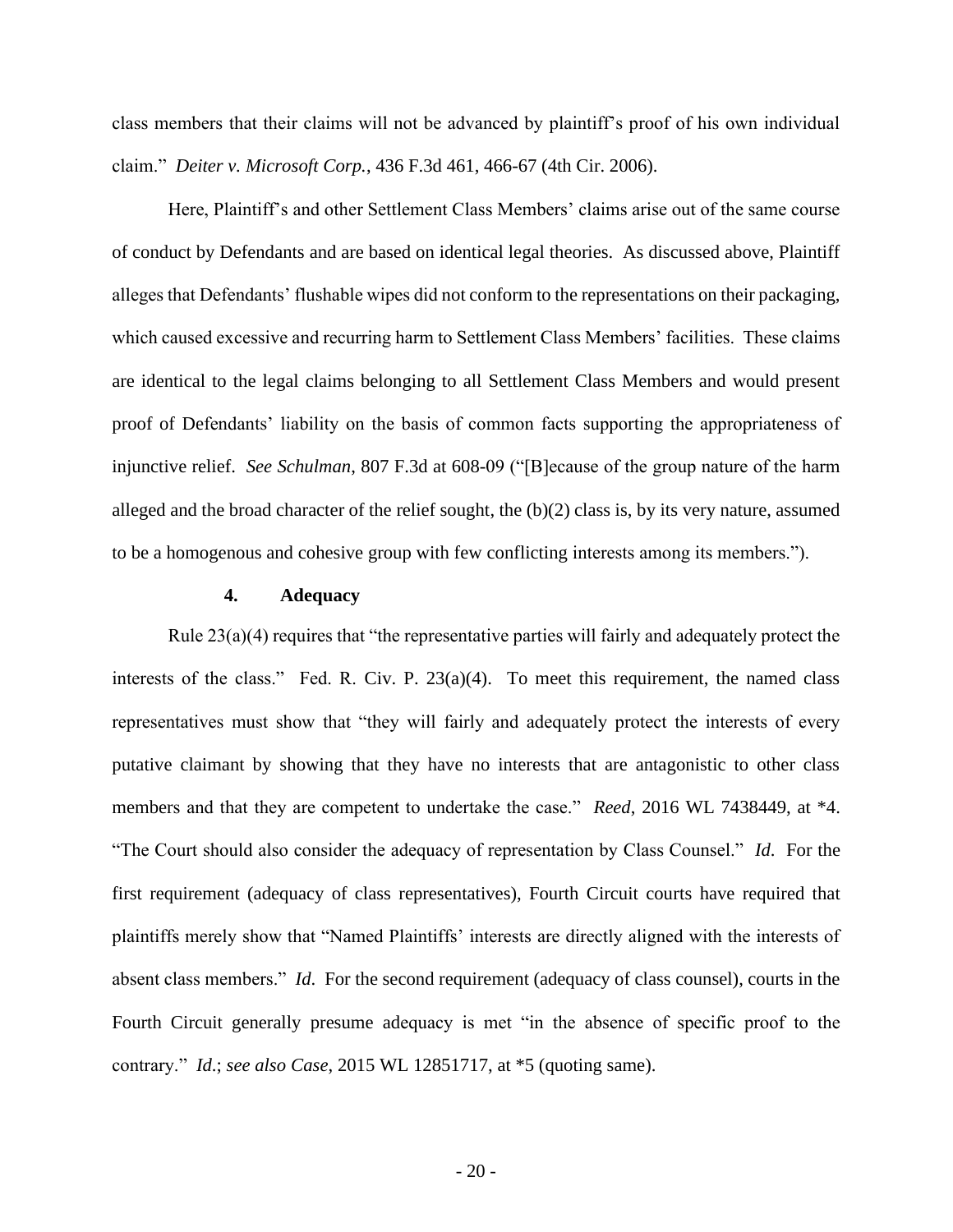class members that their claims will not be advanced by plaintiff's proof of his own individual claim." *Deiter v. Microsoft Corp.*, 436 F.3d 461, 466-67 (4th Cir. 2006).

Here, Plaintiff's and other Settlement Class Members' claims arise out of the same course of conduct by Defendants and are based on identical legal theories. As discussed above, Plaintiff alleges that Defendants' flushable wipes did not conform to the representations on their packaging, which caused excessive and recurring harm to Settlement Class Members' facilities. These claims are identical to the legal claims belonging to all Settlement Class Members and would present proof of Defendants' liability on the basis of common facts supporting the appropriateness of injunctive relief. *See Schulman*, 807 F.3d at 608-09 ("[B]ecause of the group nature of the harm alleged and the broad character of the relief sought, the (b)(2) class is, by its very nature, assumed to be a homogenous and cohesive group with few conflicting interests among its members.").

#### 4. Adequacy

Rule 23(a)(4) requires that "the representative parties will fairly and adequately protect the interests of the class." Fed. R. Civ. P. 23(a)(4). To meet this requirement, the named class representatives must show that "they will fairly and adequately protect the interests of every putative claimant by showing that they have no interests that are antagonistic to other class members and that they are competent to undertake the case." *Reed*, 2016 WL 7438449, at *4. "The Court should also consider the adequacy of representation by Class Counsel." *Id.* For the first requirement (adequacy of class representatives), Fourth Circuit courts have required that plaintiffs merely show that "Named Plaintiffs' interests are directly aligned with the interests of absent class members." *Id.* For the second requirement (adequacy of class counsel), courts in the Fourth Circuit generally presume adequacy is met "in the absence of specific proof to the contrary." *Id.*; *see also Case*, 2015 WL 12851717, at *5 (quoting same).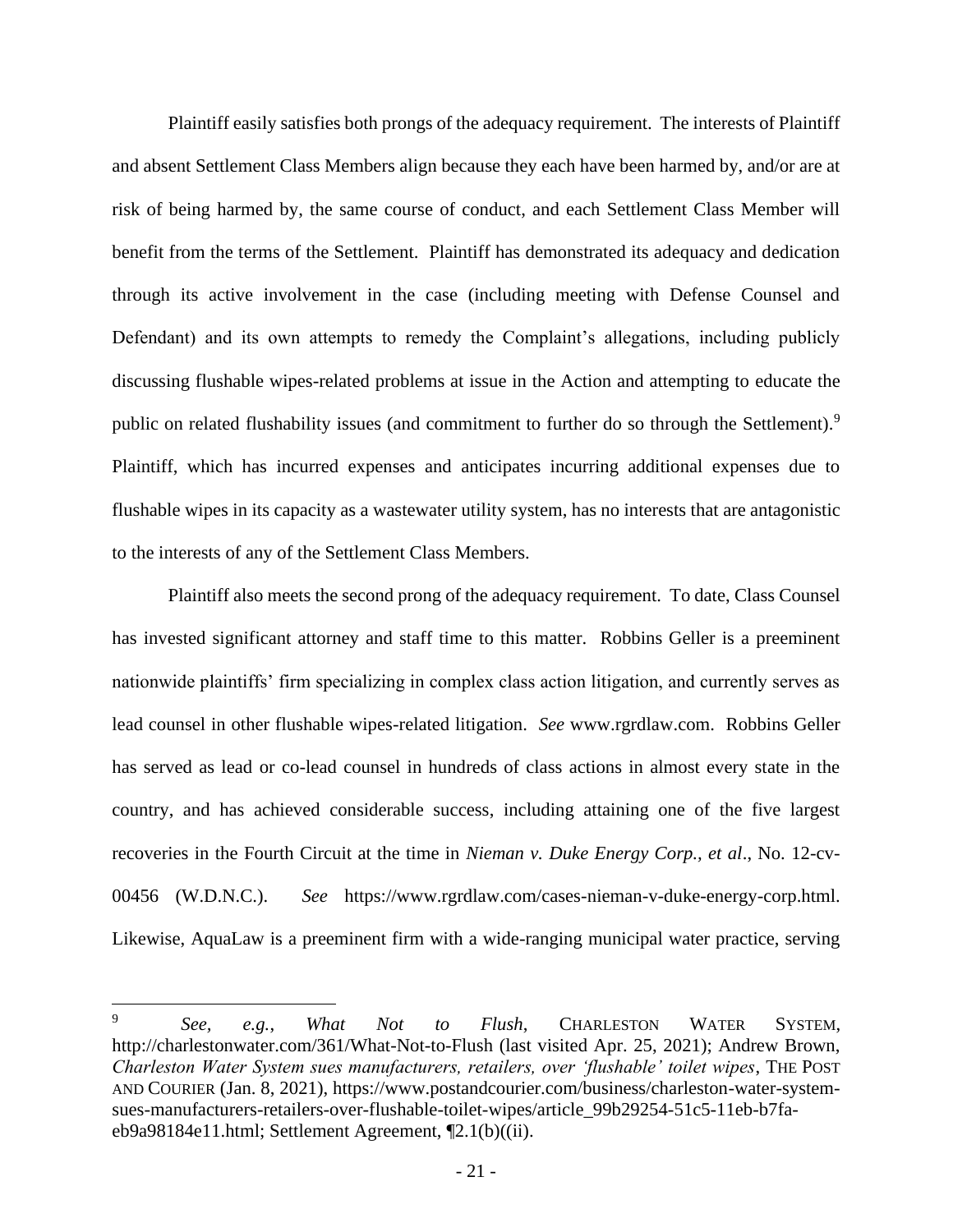Plaintiff easily satisfies both prongs of the adequacy requirement. The interests of Plaintiff and absent Settlement Class Members align because they each have been harmed by, and/or are at risk of being harmed by, the same course of conduct, and each Settlement Class Member will benefit from the terms of the Settlement. Plaintiff has demonstrated its adequacy and dedication through its active involvement in the case (including meeting with Defense Counsel and Defendant) and its own attempts to remedy the Complaint's allegations, including publicly discussing flushable wipes-related problems at issue in the Action and attempting to educate the public on related flushability issues (and commitment to further do so through the Settlement).[9] Plaintiff, which has incurred expenses and anticipates incurring additional expenses due to flushable wipes in its capacity as a wastewater utility system, has no interests that are antagonistic to the interests of any of the Settlement Class Members.

Plaintiff also meets the second prong of the adequacy requirement. To date, Class Counsel has invested significant attorney and staff time to this matter. Robbins Geller is a preeminent nationwide plaintiffs' firm specializing in complex class action litigation, and currently serves as lead counsel in other flushable wipes-related litigation. *See* www.rgrdlaw.com. Robbins Geller has served as lead or co-lead counsel in hundreds of class actions in almost every state in the country, and has achieved considerable success, including attaining one of the five largest recoveries in the Fourth Circuit at the time in *Nieman v. Duke Energy Corp., et al*., No. 12-cv-00456 (W.D.N.C.). *See* https://www.rgrdlaw.com/cases-nieman-v-duke-energy-corp.html. Likewise, AquaLaw is a preeminent firm with a wide-ranging municipal water practice, serving

---

[9] *See, e.g.*, *What Not to Flush*, CHARLESTON WATER SYSTEM, http://charlestonwater.com/361/What-Not-to-Flush (last visited Apr. 25, 2021); Andrew Brown, *Charleston Water System sues manufacturers, retailers, over 'flushable' toilet wipes*, THE POST AND COURIER (Jan. 8, 2021), https://www.postandcourier.com/business/charleston-water-system-sues-manufacturers-retailers-over-flushable-toilet-wipes/article_99b29254-51c5-11eb-b7fa-eb9a98184e11.html; Settlement Agreement, ¶2.1(b)((ii).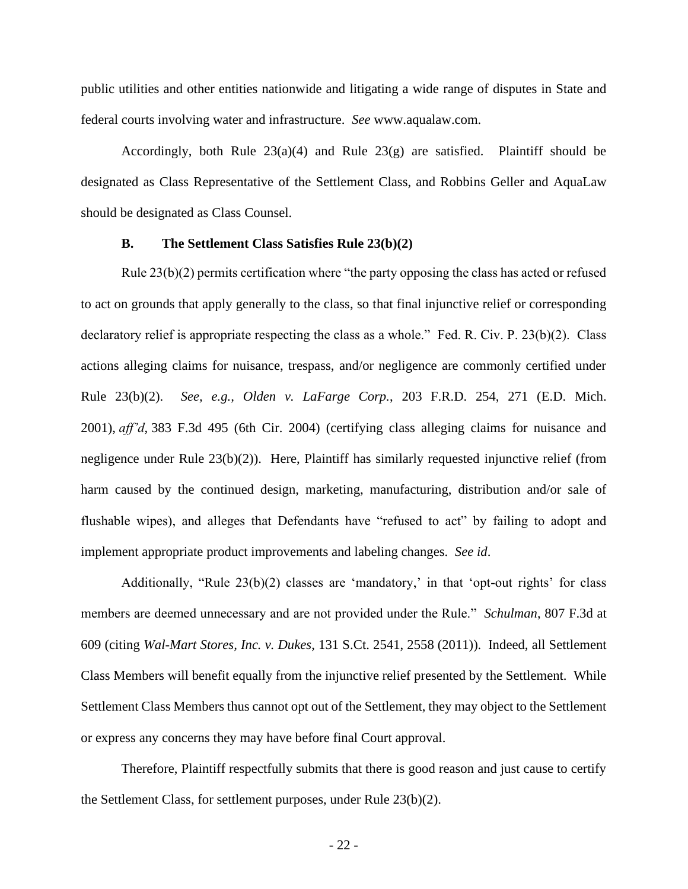public utilities and other entities nationwide and litigating a wide range of disputes in State and federal courts involving water and infrastructure. *See* www.aqualaw.com.

Accordingly, both Rule 23(a)(4) and Rule 23(g) are satisfied. Plaintiff should be designated as Class Representative of the Settlement Class, and Robbins Geller and AquaLaw should be designated as Class Counsel.

### B. The Settlement Class Satisfies Rule 23(b)(2)

Rule 23(b)(2) permits certification where "the party opposing the class has acted or refused to act on grounds that apply generally to the class, so that final injunctive relief or corresponding declaratory relief is appropriate respecting the class as a whole." Fed. R. Civ. P. 23(b)(2). Class actions alleging claims for nuisance, trespass, and/or negligence are commonly certified under Rule 23(b)(2). *See, e.g.*, *Olden v. LaFarge Corp.*, 203 F.R.D. 254, 271 (E.D. Mich. 2001), *aff'd*, 383 F.3d 495 (6th Cir. 2004) (certifying class alleging claims for nuisance and negligence under Rule 23(b)(2)). Here, Plaintiff has similarly requested injunctive relief (from harm caused by the continued design, marketing, manufacturing, distribution and/or sale of flushable wipes), and alleges that Defendants have "refused to act" by failing to adopt and implement appropriate product improvements and labeling changes. *See id*.

Additionally, "Rule 23(b)(2) classes are 'mandatory,' in that 'opt-out rights' for class members are deemed unnecessary and are not provided under the Rule." *Schulman*, 807 F.3d at 609 (citing *Wal-Mart Stores, Inc. v. Dukes*, 131 S.Ct. 2541, 2558 (2011)). Indeed, all Settlement Class Members will benefit equally from the injunctive relief presented by the Settlement. While Settlement Class Members thus cannot opt out of the Settlement, they may object to the Settlement or express any concerns they may have before final Court approval.

Therefore, Plaintiff respectfully submits that there is good reason and just cause to certify the Settlement Class, for settlement purposes, under Rule 23(b)(2).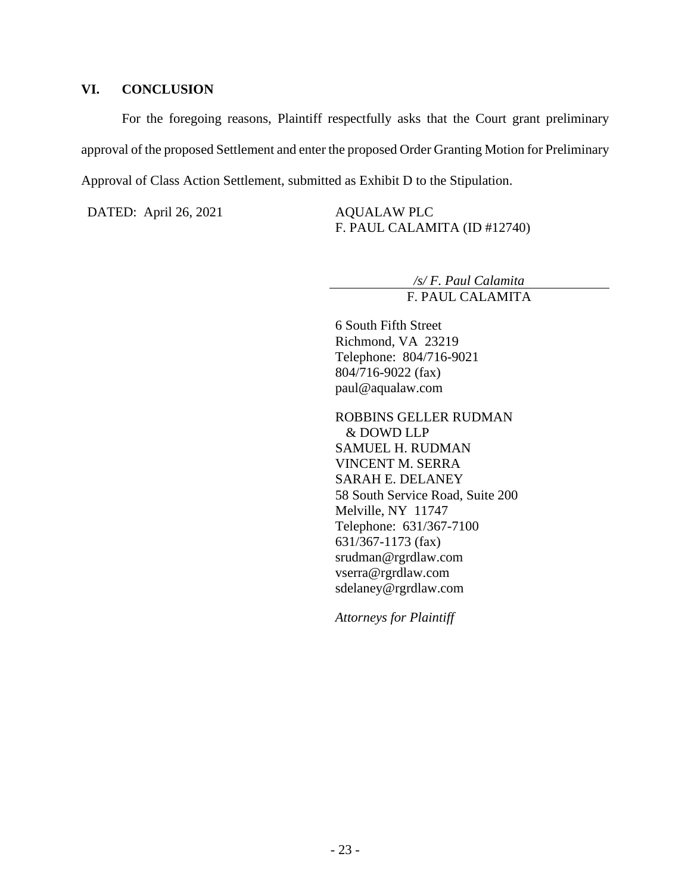## VI. CONCLUSION

For the foregoing reasons, Plaintiff respectfully asks that the Court grant preliminary approval of the proposed Settlement and enter the proposed Order Granting Motion for Preliminary Approval of Class Action Settlement, submitted as Exhibit D to the Stipulation.

DATED: April 26, 2021

AQUALAW PLC
F. PAUL CALAMITA (ID #12740)

*/s/ F. Paul Calamita*
F. PAUL CALAMITA

6 South Fifth Street
Richmond, VA 23219
Telephone: 804/716-9021
804/716-9022 (fax)
paul@aqualaw.com

ROBBINS GELLER RUDMAN
& DOWD LLP
SAMUEL H. RUDMAN
VINCENT M. SERRA
SARAH E. DELANEY
58 South Service Road, Suite 200
Melville, NY 11747
Telephone: 631/367-7100
631/367-1173 (fax)
srudman@rgrdlaw.com
vserra@rgrdlaw.com
sdelaney@rgrdlaw.com

*Attorneys for Plaintiff*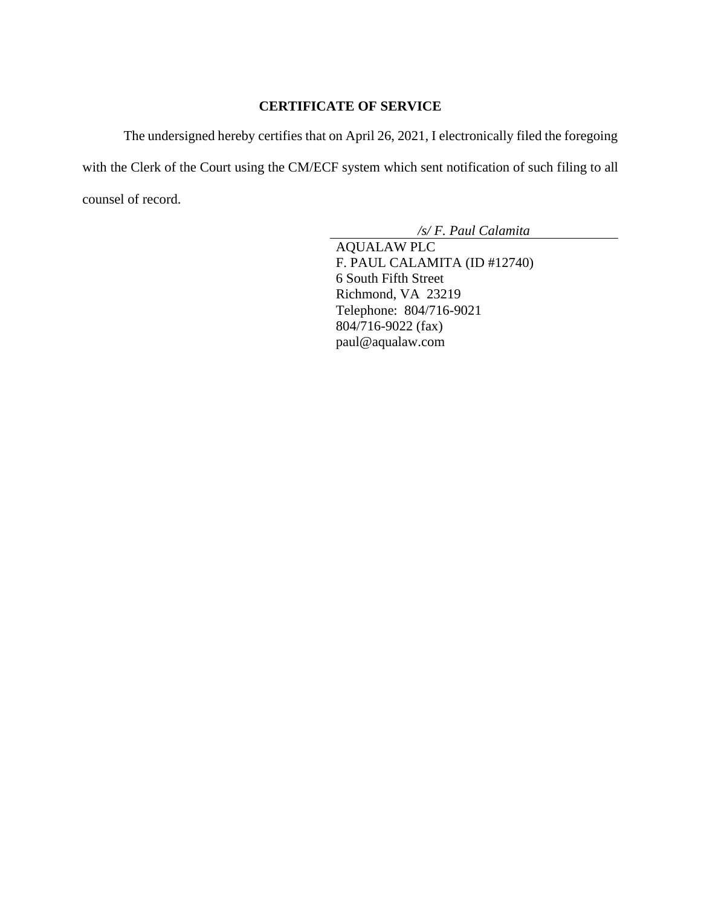**CERTIFICATE OF SERVICE**

The undersigned hereby certifies that on April 26, 2021, I electronically filed the foregoing with the Clerk of the Court using the CM/ECF system which sent notification of such filing to all counsel of record.

*/s/ F. Paul Calamita*

AQUALAW PLC
F. PAUL CALAMITA (ID #12740)
6 South Fifth Street
Richmond, VA 23219
Telephone: 804/716-9021
804/716-9022 (fax)
paul@aqualaw.com